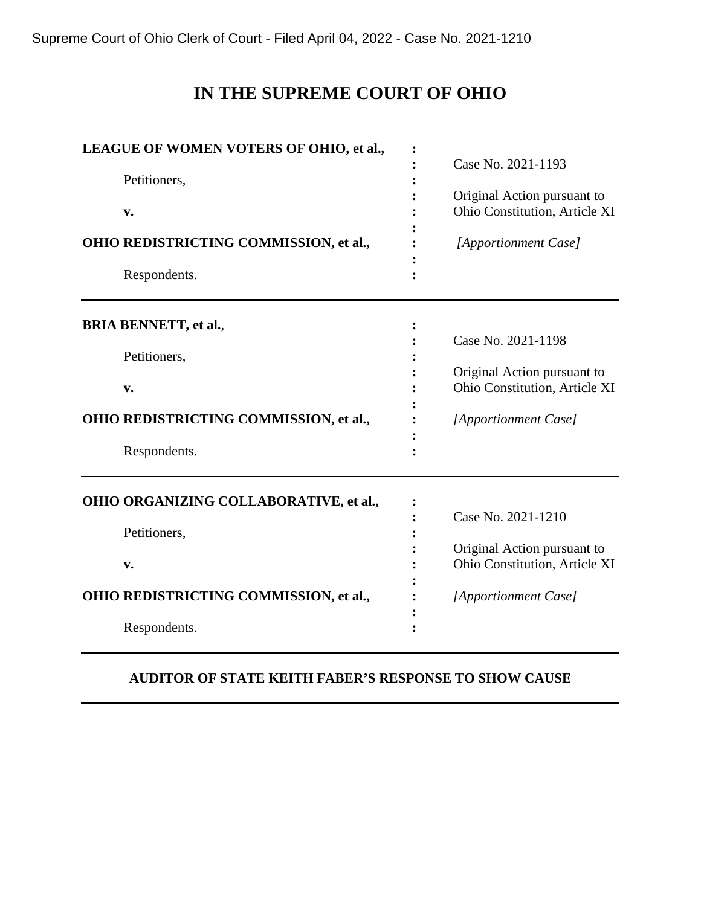Supreme Court of Ohio Clerk of Court - Filed April 04, 2022 - Case No. 2021-1210

# IN THE SUPREME COURT OF OHIO

| | | |
|---|---|---|
| **LEAGUE OF WOMEN VOTERS OF OHIO, et al.,** | : | Case No. 2021-1193 |
| Petitioners, | : | Original Action pursuant to Ohio Constitution, Article XI |
| **v.** | : | |
| **OHIO REDISTRICTING COMMISSION, et al.,** | : | *[Apportionment Case]* |
| Respondents. | : | |

---

| | | |
|---|---|---|
| **BRIA BENNETT, et al.**, | : | Case No. 2021-1198 |
| Petitioners, | : | Original Action pursuant to Ohio Constitution, Article XI |
| **v.** | : | |
| **OHIO REDISTRICTING COMMISSION, et al.,** | : | *[Apportionment Case]* |
| Respondents. | : | |

---

| | | |
|---|---|---|
| **OHIO ORGANIZING COLLABORATIVE, et al.,** | : | Case No. 2021-1210 |
| Petitioners, | : | Original Action pursuant to Ohio Constitution, Article XI |
| **v.** | : | |
| **OHIO REDISTRICTING COMMISSION, et al.,** | : | *[Apportionment Case]* |
| Respondents. | : | |

---

**AUDITOR OF STATE KEITH FABER'S RESPONSE TO SHOW CAUSE**

---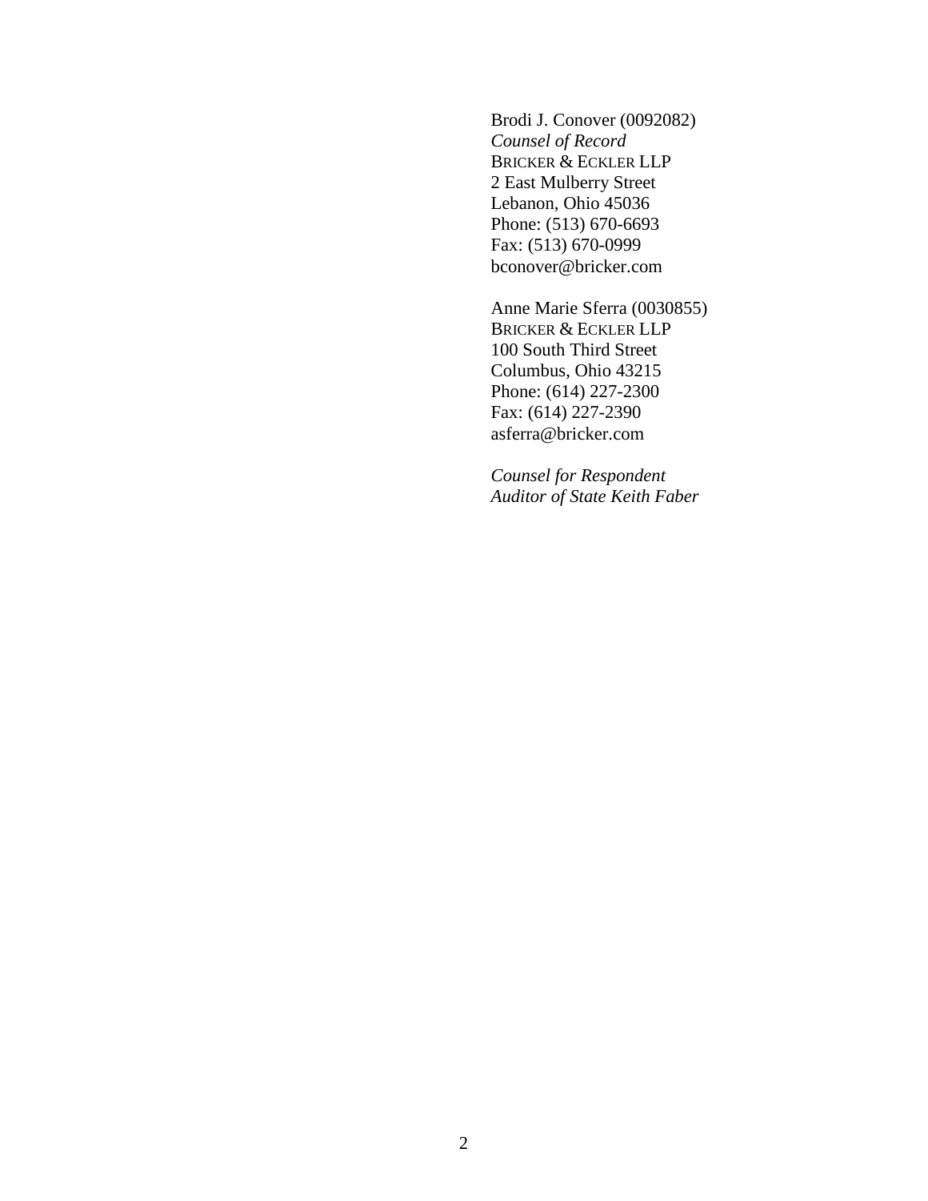Brodi J. Conover (0092082)
*Counsel of Record*
BRICKER & ECKLER LLP
2 East Mulberry Street
Lebanon, Ohio 45036
Phone: (513) 670-6693
Fax: (513) 670-0999
bconover@bricker.com

Anne Marie Sferra (0030855)
BRICKER & ECKLER LLP
100 South Third Street
Columbus, Ohio 43215
Phone: (614) 227-2300
Fax: (614) 227-2390
asferra@bricker.com

*Counsel for Respondent*
*Auditor of State Keith Faber*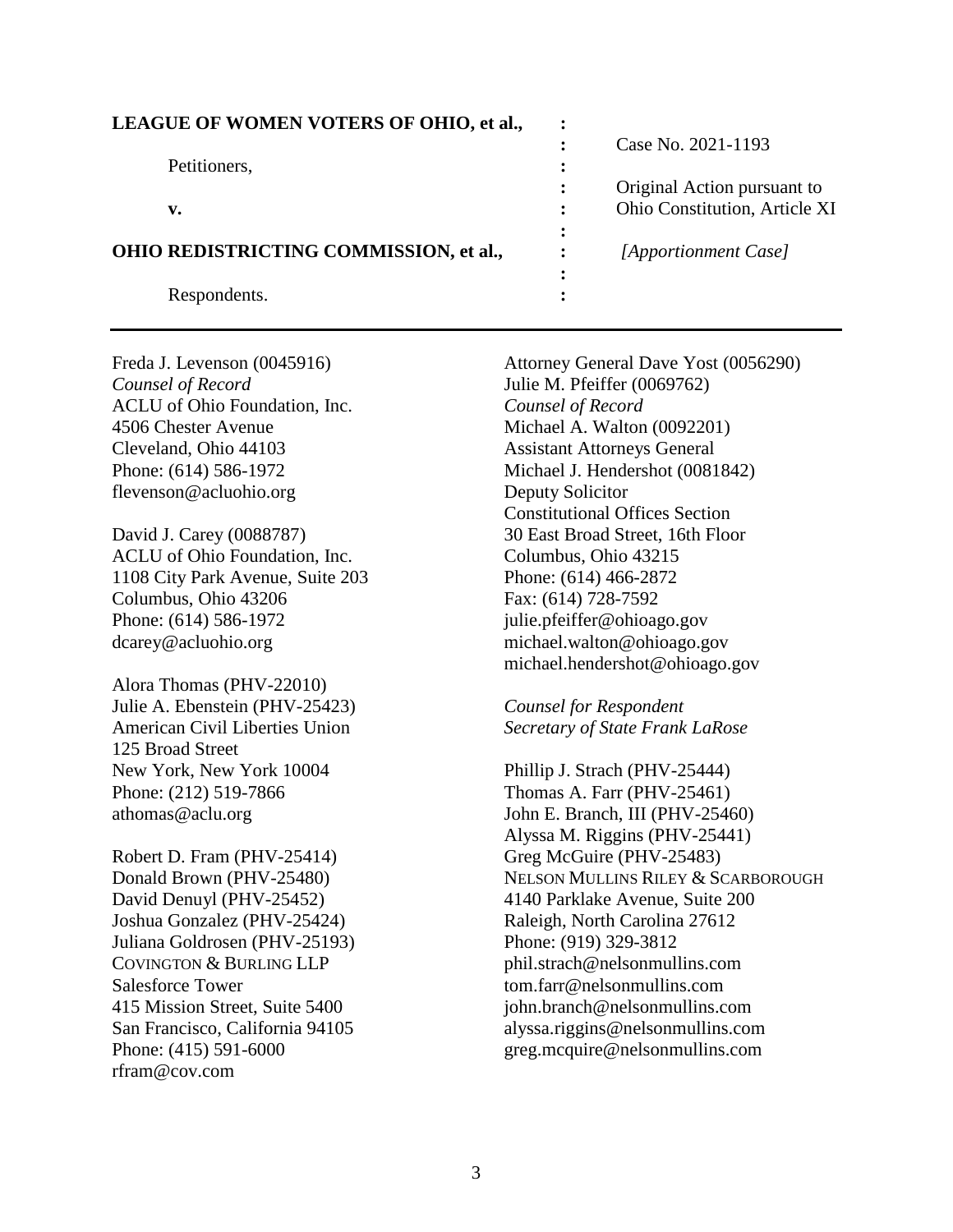| | | |
|---|---|---|
| **LEAGUE OF WOMEN VOTERS OF OHIO, et al.,** | : | |
| | : | Case No. 2021-1193 |
| Petitioners, | : | |
| | : | Original Action pursuant to |
| **v.** | : | Ohio Constitution, Article XI |
| | : | |
| **OHIO REDISTRICTING COMMISSION, et al.,** | : | *[Apportionment Case]* |
| | : | |
| Respondents. | : | |

---

Freda J. Levenson (0045916)
*Counsel of Record*
ACLU of Ohio Foundation, Inc.
4506 Chester Avenue
Cleveland, Ohio 44103
Phone: (614) 586-1972
flevenson@acluohio.org

David J. Carey (0088787)
ACLU of Ohio Foundation, Inc.
1108 City Park Avenue, Suite 203
Columbus, Ohio 43206
Phone: (614) 586-1972
dcarey@acluohio.org

Alora Thomas (PHV-22010)
Julie A. Ebenstein (PHV-25423)
American Civil Liberties Union
125 Broad Street
New York, New York 10004
Phone: (212) 519-7866
athomas@aclu.org

Robert D. Fram (PHV-25414)
Donald Brown (PHV-25480)
David Denuyl (PHV-25452)
Joshua Gonzalez (PHV-25424)
Juliana Goldrosen (PHV-25193)
COVINGTON & BURLING LLP
Salesforce Tower
415 Mission Street, Suite 5400
San Francisco, California 94105
Phone: (415) 591-6000
rfram@cov.com

Attorney General Dave Yost (0056290)
Julie M. Pfeiffer (0069762)
*Counsel of Record*
Michael A. Walton (0092201)
Assistant Attorneys General
Michael J. Hendershot (0081842)
Deputy Solicitor
Constitutional Offices Section
30 East Broad Street, 16th Floor
Columbus, Ohio 43215
Phone: (614) 466-2872
Fax: (614) 728-7592
julie.pfeiffer@ohioago.gov
michael.walton@ohioago.gov
michael.hendershot@ohioago.gov

*Counsel for Respondent*
*Secretary of State Frank LaRose*

Phillip J. Strach (PHV-25444)
Thomas A. Farr (PHV-25461)
John E. Branch, III (PHV-25460)
Alyssa M. Riggins (PHV-25441)
Greg McGuire (PHV-25483)
NELSON MULLINS RILEY & SCARBOROUGH
4140 Parklake Avenue, Suite 200
Raleigh, North Carolina 27612
Phone: (919) 329-3812
phil.strach@nelsonmullins.com
tom.farr@nelsonmullins.com
john.branch@nelsonmullins.com
alyssa.riggins@nelsonmullins.com
greg.mcquire@nelsonmullins.com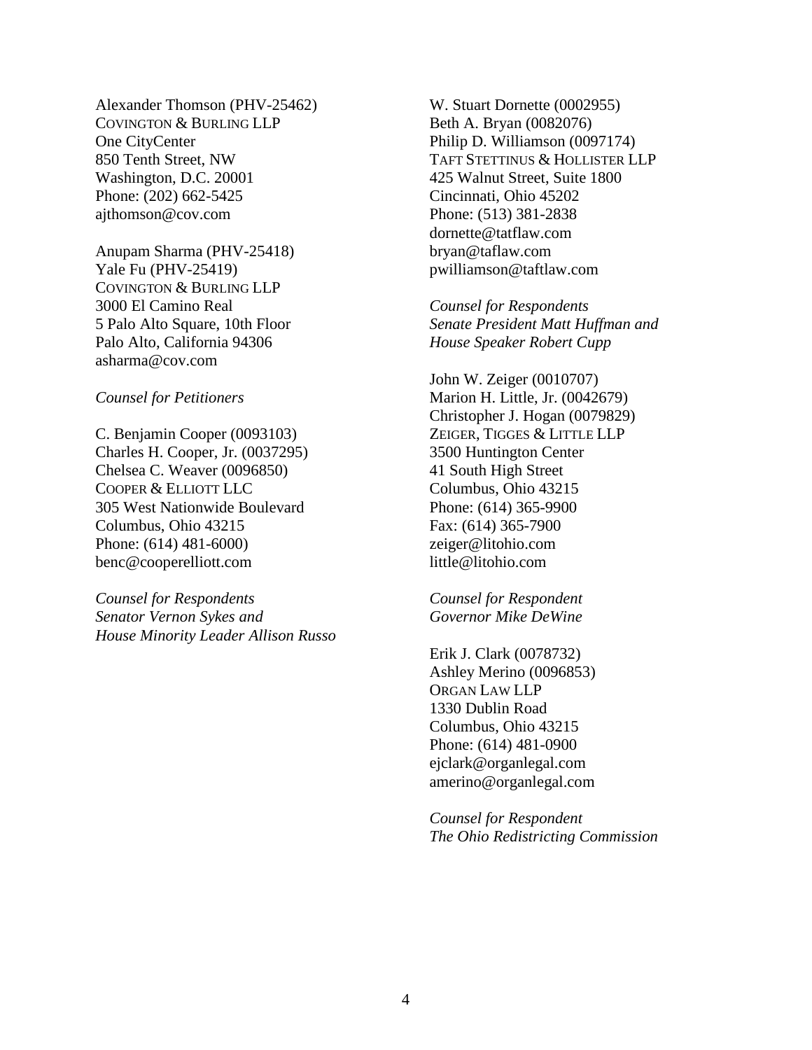Alexander Thomson (PHV-25462)
COVINGTON & BURLING LLP
One CityCenter
850 Tenth Street, NW
Washington, D.C. 20001
Phone: (202) 662-5425
ajthomson@cov.com

Anupam Sharma (PHV-25418)
Yale Fu (PHV-25419)
COVINGTON & BURLING LLP
3000 El Camino Real
5 Palo Alto Square, 10th Floor
Palo Alto, California 94306
asharma@cov.com

*Counsel for Petitioners*

C. Benjamin Cooper (0093103)
Charles H. Cooper, Jr. (0037295)
Chelsea C. Weaver (0096850)
COOPER & ELLIOTT LLC
305 West Nationwide Boulevard
Columbus, Ohio 43215
Phone: (614) 481-6000)
benc@cooperelliott.com

*Counsel for Respondents*
*Senator Vernon Sykes and*
*House Minority Leader Allison Russo*

W. Stuart Dornette (0002955)
Beth A. Bryan (0082076)
Philip D. Williamson (0097174)
TAFT STETTINUS & HOLLISTER LLP
425 Walnut Street, Suite 1800
Cincinnati, Ohio 45202
Phone: (513) 381-2838
dornette@tatflaw.com
bryan@taflaw.com
pwilliamson@taftlaw.com

*Counsel for Respondents*
*Senate President Matt Huffman and*
*House Speaker Robert Cupp*

John W. Zeiger (0010707)
Marion H. Little, Jr. (0042679)
Christopher J. Hogan (0079829)
ZEIGER, TIGGES & LITTLE LLP
3500 Huntington Center
41 South High Street
Columbus, Ohio 43215
Phone: (614) 365-9900
Fax: (614) 365-7900
zeiger@litohio.com
little@litohio.com

*Counsel for Respondent*
*Governor Mike DeWine*

Erik J. Clark (0078732)
Ashley Merino (0096853)
ORGAN LAW LLP
1330 Dublin Road
Columbus, Ohio 43215
Phone: (614) 481-0900
ejclark@organlegal.com
amerino@organlegal.com

*Counsel for Respondent*
*The Ohio Redistricting Commission*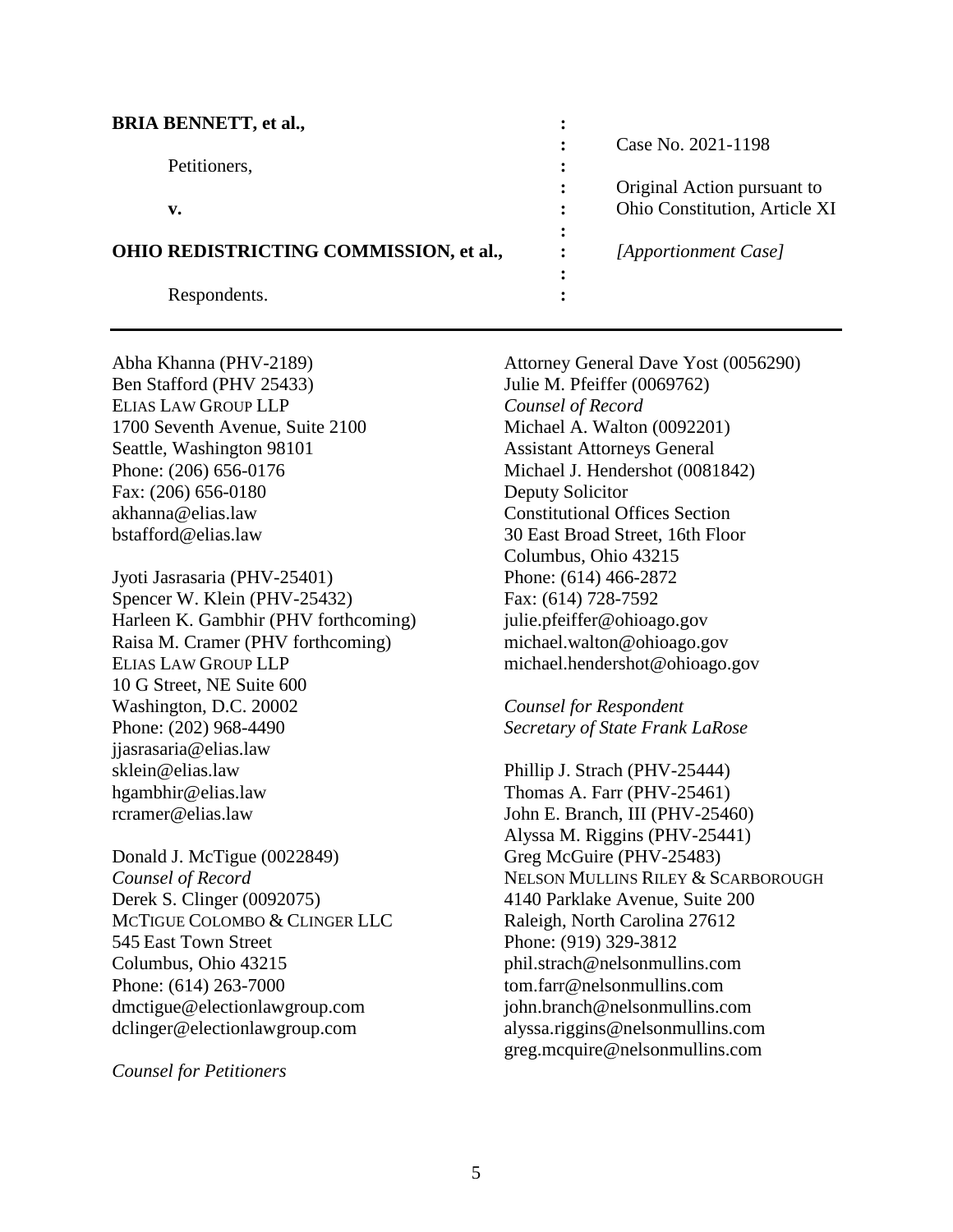| | | |
|---|---|---|
| **BRIA BENNETT, et al.,** | : | |
| | : | Case No. 2021-1198 |
| Petitioners, | : | |
| | : | Original Action pursuant to |
| **v.** | : | Ohio Constitution, Article XI |
| | : | |
| **OHIO REDISTRICTING COMMISSION, et al.,** | : | *[Apportionment Case]* |
| | : | |
| Respondents. | : | |

---

Abha Khanna (PHV-2189)
Ben Stafford (PHV 25433)
ELIAS LAW GROUP LLP
1700 Seventh Avenue, Suite 2100
Seattle, Washington 98101
Phone: (206) 656-0176
Fax: (206) 656-0180
akhanna@elias.law
bstafford@elias.law

Jyoti Jasrasaria (PHV-25401)
Spencer W. Klein (PHV-25432)
Harleen K. Gambhir (PHV forthcoming)
Raisa M. Cramer (PHV forthcoming)
ELIAS LAW GROUP LLP
10 G Street, NE Suite 600
Washington, D.C. 20002
Phone: (202) 968-4490
jjasrasaria@elias.law
sklein@elias.law
hgambhir@elias.law
rcramer@elias.law

Donald J. McTigue (0022849)
*Counsel of Record*
Derek S. Clinger (0092075)
MCTIGUE COLOMBO & CLINGER LLC
545 East Town Street
Columbus, Ohio 43215
Phone: (614) 263-7000
dmctigue@electionlawgroup.com
dclinger@electionlawgroup.com

*Counsel for Petitioners*

Attorney General Dave Yost (0056290)
Julie M. Pfeiffer (0069762)
*Counsel of Record*
Michael A. Walton (0092201)
Assistant Attorneys General
Michael J. Hendershot (0081842)
Deputy Solicitor
Constitutional Offices Section
30 East Broad Street, 16th Floor
Columbus, Ohio 43215
Phone: (614) 466-2872
Fax: (614) 728-7592
julie.pfeiffer@ohioago.gov
michael.walton@ohioago.gov
michael.hendershot@ohioago.gov

*Counsel for Respondent*
*Secretary of State Frank LaRose*

Phillip J. Strach (PHV-25444)
Thomas A. Farr (PHV-25461)
John E. Branch, III (PHV-25460)
Alyssa M. Riggins (PHV-25441)
Greg McGuire (PHV-25483)
NELSON MULLINS RILEY & SCARBOROUGH
4140 Parklake Avenue, Suite 200
Raleigh, North Carolina 27612
Phone: (919) 329-3812
phil.strach@nelsonmullins.com
tom.farr@nelsonmullins.com
john.branch@nelsonmullins.com
alyssa.riggins@nelsonmullins.com
greg.mcquire@nelsonmullins.com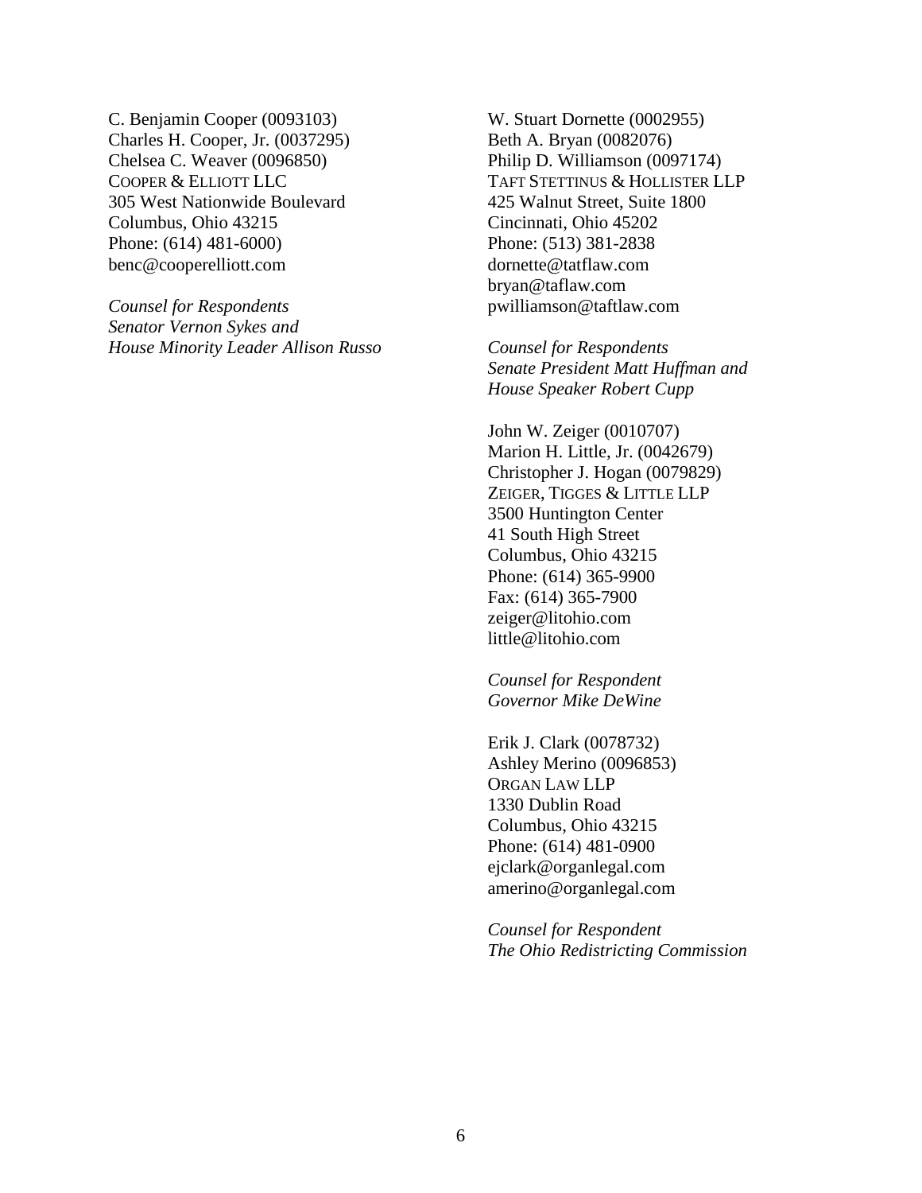C. Benjamin Cooper (0093103)
Charles H. Cooper, Jr. (0037295)
Chelsea C. Weaver (0096850)
COOPER & ELLIOTT LLC
305 West Nationwide Boulevard
Columbus, Ohio 43215
Phone: (614) 481-6000
benc@cooperelliott.com

*Counsel for Respondents*
*Senator Vernon Sykes and*
*House Minority Leader Allison Russo*

W. Stuart Dornette (0002955)
Beth A. Bryan (0082076)
Philip D. Williamson (0097174)
TAFT STETTINUS & HOLLISTER LLP
425 Walnut Street, Suite 1800
Cincinnati, Ohio 45202
Phone: (513) 381-2838
dornette@tatflaw.com
bryan@taflaw.com
pwilliamson@taftlaw.com

*Counsel for Respondents*
*Senate President Matt Huffman and*
*House Speaker Robert Cupp*

John W. Zeiger (0010707)
Marion H. Little, Jr. (0042679)
Christopher J. Hogan (0079829)
ZEIGER, TIGGES & LITTLE LLP
3500 Huntington Center
41 South High Street
Columbus, Ohio 43215
Phone: (614) 365-9900
Fax: (614) 365-7900
zeiger@litohio.com
little@litohio.com

*Counsel for Respondent*
*Governor Mike DeWine*

Erik J. Clark (0078732)
Ashley Merino (0096853)
ORGAN LAW LLP
1330 Dublin Road
Columbus, Ohio 43215
Phone: (614) 481-0900
ejclark@organlegal.com
amerino@organlegal.com

*Counsel for Respondent*
*The Ohio Redistricting Commission*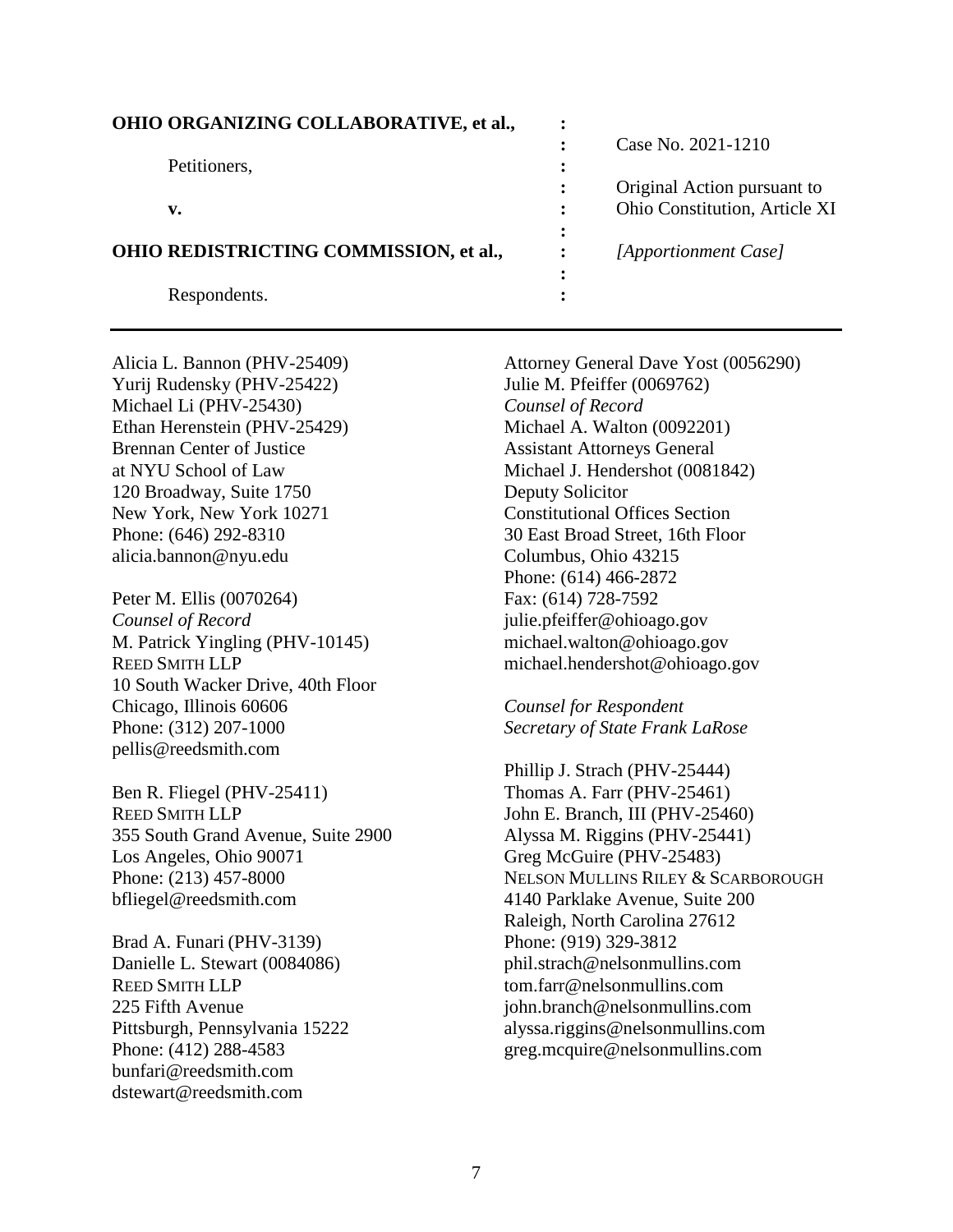| **OHIO ORGANIZING COLLABORATIVE, et al.,** | : | |
|---|---|---|
| | : | Case No. 2021-1210 |
| Petitioners, | : | |
| | : | Original Action pursuant to |
| **v.** | : | Ohio Constitution, Article XI |
| | : | |
| **OHIO REDISTRICTING COMMISSION, et al.,** | : | *[Apportionment Case]* |
| | : | |
| Respondents. | : | |

---

Alicia L. Bannon (PHV-25409)
Yurij Rudensky (PHV-25422)
Michael Li (PHV-25430)
Ethan Herenstein (PHV-25429)
Brennan Center of Justice
at NYU School of Law
120 Broadway, Suite 1750
New York, New York 10271
Phone: (646) 292-8310
alicia.bannon@nyu.edu

Peter M. Ellis (0070264)
*Counsel of Record*
M. Patrick Yingling (PHV-10145)
REED SMITH LLP
10 South Wacker Drive, 40th Floor
Chicago, Illinois 60606
Phone: (312) 207-1000
pellis@reedsmith.com

Ben R. Fliegel (PHV-25411)
REED SMITH LLP
355 South Grand Avenue, Suite 2900
Los Angeles, Ohio 90071
Phone: (213) 457-8000
bfliegel@reedsmith.com

Brad A. Funari (PHV-3139)
Danielle L. Stewart (0084086)
REED SMITH LLP
225 Fifth Avenue
Pittsburgh, Pennsylvania 15222
Phone: (412) 288-4583
bunfari@reedsmith.com
dstewart@reedsmith.com

Attorney General Dave Yost (0056290)
Julie M. Pfeiffer (0069762)
*Counsel of Record*
Michael A. Walton (0092201)
Assistant Attorneys General
Michael J. Hendershot (0081842)
Deputy Solicitor
Constitutional Offices Section
30 East Broad Street, 16th Floor
Columbus, Ohio 43215
Phone: (614) 466-2872
Fax: (614) 728-7592
julie.pfeiffer@ohioago.gov
michael.walton@ohioago.gov
michael.hendershot@ohioago.gov

*Counsel for Respondent*
*Secretary of State Frank LaRose*

Phillip J. Strach (PHV-25444)
Thomas A. Farr (PHV-25461)
John E. Branch, III (PHV-25460)
Alyssa M. Riggins (PHV-25441)
Greg McGuire (PHV-25483)
NELSON MULLINS RILEY & SCARBOROUGH
4140 Parklake Avenue, Suite 200
Raleigh, North Carolina 27612
Phone: (919) 329-3812
phil.strach@nelsonmullins.com
tom.farr@nelsonmullins.com
john.branch@nelsonmullins.com
alyssa.riggins@nelsonmullins.com
greg.mcquire@nelsonmullins.com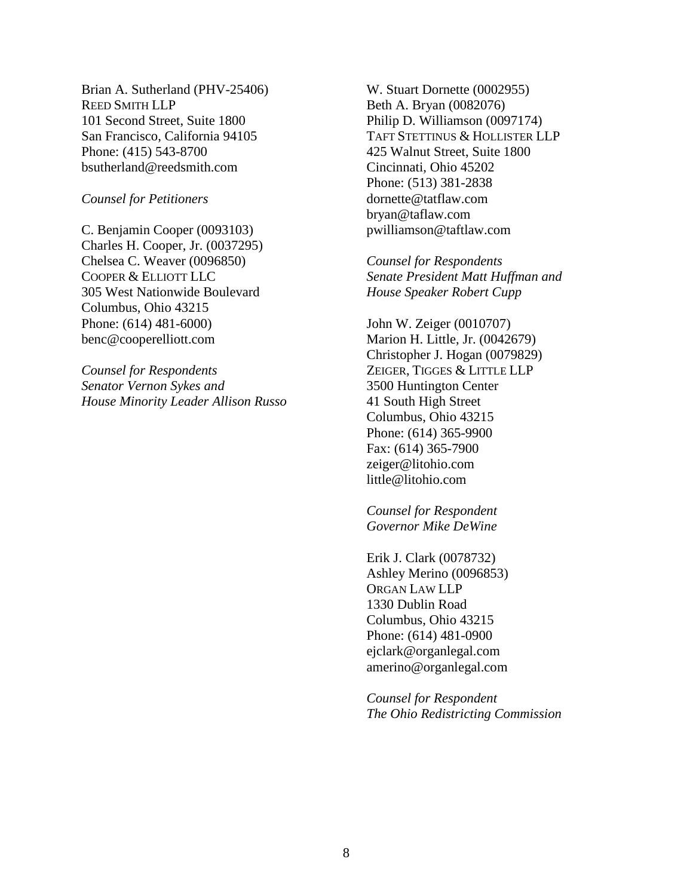Brian A. Sutherland (PHV-25406)
REED SMITH LLP
101 Second Street, Suite 1800
San Francisco, California 94105
Phone: (415) 543-8700
bsutherland@reedsmith.com

*Counsel for Petitioners*

C. Benjamin Cooper (0093103)
Charles H. Cooper, Jr. (0037295)
Chelsea C. Weaver (0096850)
COOPER & ELLIOTT LLC
305 West Nationwide Boulevard
Columbus, Ohio 43215
Phone: (614) 481-6000)
benc@cooperelliott.com

*Counsel for Respondents*
*Senator Vernon Sykes and*
*House Minority Leader Allison Russo*

W. Stuart Dornette (0002955)
Beth A. Bryan (0082076)
Philip D. Williamson (0097174)
TAFT STETTINUS & HOLLISTER LLP
425 Walnut Street, Suite 1800
Cincinnati, Ohio 45202
Phone: (513) 381-2838
dornette@tatflaw.com
bryan@taflaw.com
pwilliamson@taftlaw.com

*Counsel for Respondents*
*Senate President Matt Huffman and*
*House Speaker Robert Cupp*

John W. Zeiger (0010707)
Marion H. Little, Jr. (0042679)
Christopher J. Hogan (0079829)
ZEIGER, TIGGES & LITTLE LLP
3500 Huntington Center
41 South High Street
Columbus, Ohio 43215
Phone: (614) 365-9900
Fax: (614) 365-7900
zeiger@litohio.com
little@litohio.com

*Counsel for Respondent*
*Governor Mike DeWine*

Erik J. Clark (0078732)
Ashley Merino (0096853)
ORGAN LAW LLP
1330 Dublin Road
Columbus, Ohio 43215
Phone: (614) 481-0900
ejclark@organlegal.com
amerino@organlegal.com

*Counsel for Respondent*
*The Ohio Redistricting Commission*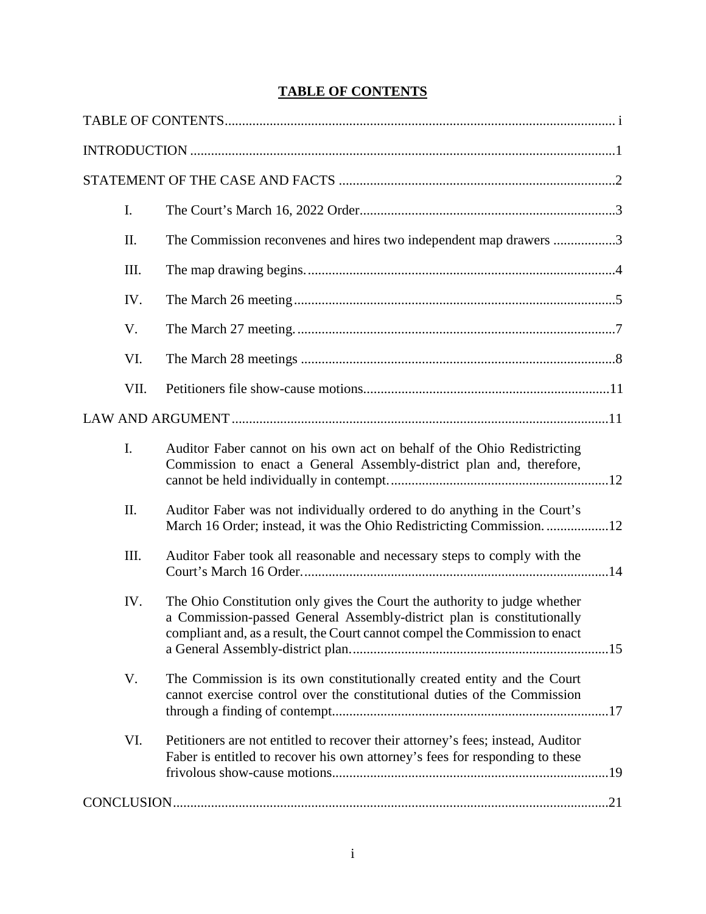# TABLE OF CONTENTS

TABLE OF CONTENTS ..... i

INTRODUCTION ..... 1

STATEMENT OF THE CASE AND FACTS ..... 2

I. The Court's March 16, 2022 Order ..... 3

II. The Commission reconvenes and hires two independent map drawers ..... 3

III. The map drawing begins. ..... 4

IV. The March 26 meeting ..... 5

V. The March 27 meeting. ..... 7

VI. The March 28 meetings ..... 8

VII. Petitioners file show-cause motions ..... 11

LAW AND ARGUMENT ..... 11

I. Auditor Faber cannot on his own act on behalf of the Ohio Redistricting Commission to enact a General Assembly-district plan and, therefore, cannot be held individually in contempt. ..... 12

II. Auditor Faber was not individually ordered to do anything in the Court's March 16 Order; instead, it was the Ohio Redistricting Commission. ..... 12

III. Auditor Faber took all reasonable and necessary steps to comply with the Court's March 16 Order. ..... 14

IV. The Ohio Constitution only gives the Court the authority to judge whether a Commission-passed General Assembly-district plan is constitutionally compliant and, as a result, the Court cannot compel the Commission to enact a General Assembly-district plan. ..... 15

V. The Commission is its own constitutionally created entity and the Court cannot exercise control over the constitutional duties of the Commission through a finding of contempt. ..... 17

VI. Petitioners are not entitled to recover their attorney's fees; instead, Auditor Faber is entitled to recover his own attorney's fees for responding to these frivolous show-cause motions ..... 19

CONCLUSION ..... 21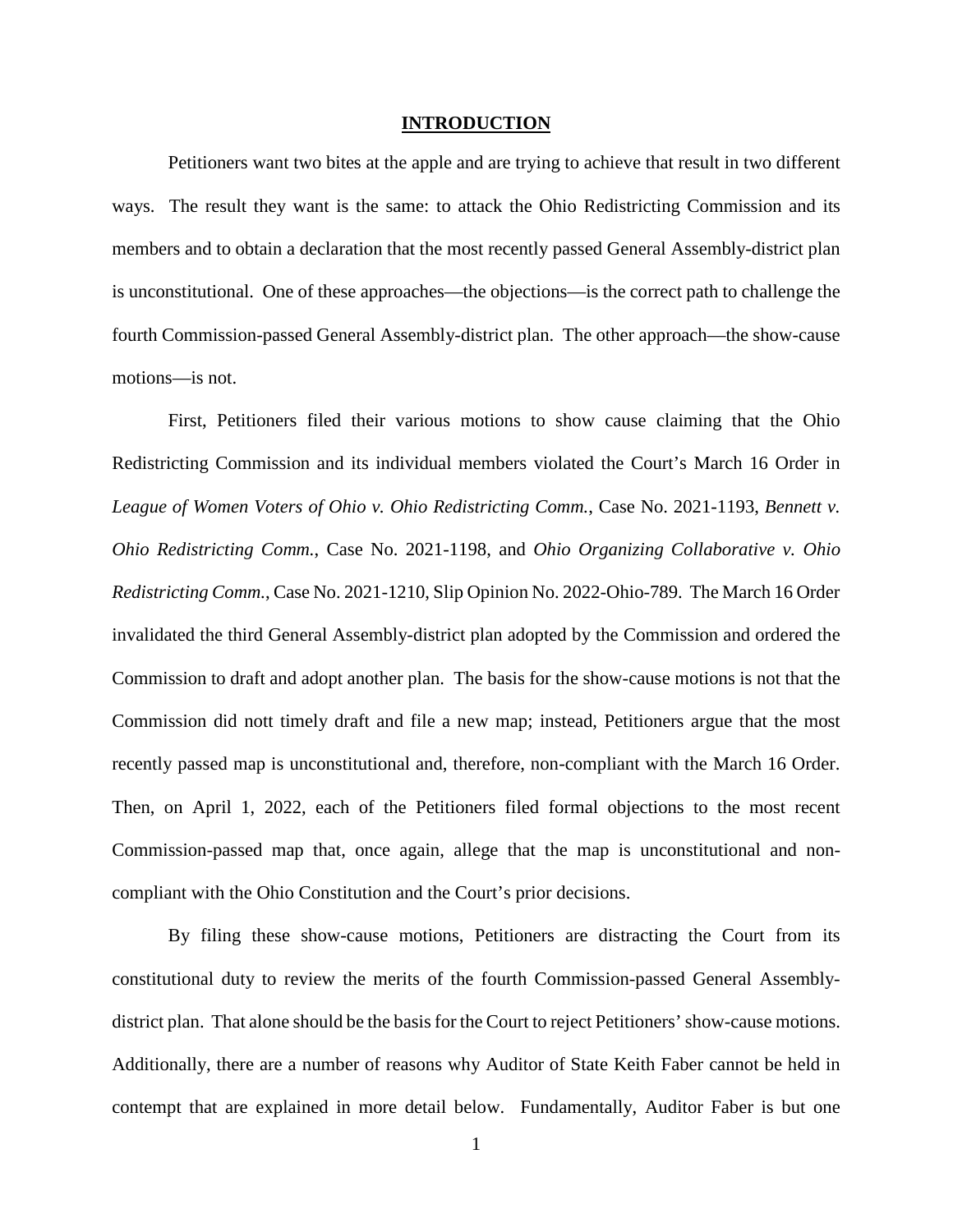## INTRODUCTION

Petitioners want two bites at the apple and are trying to achieve that result in two different ways. The result they want is the same: to attack the Ohio Redistricting Commission and its members and to obtain a declaration that the most recently passed General Assembly-district plan is unconstitutional. One of these approaches—the objections—is the correct path to challenge the fourth Commission-passed General Assembly-district plan. The other approach—the show-cause motions—is not.

First, Petitioners filed their various motions to show cause claiming that the Ohio Redistricting Commission and its individual members violated the Court's March 16 Order in *League of Women Voters of Ohio v. Ohio Redistricting Comm.*, Case No. 2021-1193, *Bennett v. Ohio Redistricting Comm.*, Case No. 2021-1198, and *Ohio Organizing Collaborative v. Ohio Redistricting Comm.*, Case No. 2021-1210, Slip Opinion No. 2022-Ohio-789. The March 16 Order invalidated the third General Assembly-district plan adopted by the Commission and ordered the Commission to draft and adopt another plan. The basis for the show-cause motions is not that the Commission did nott timely draft and file a new map; instead, Petitioners argue that the most recently passed map is unconstitutional and, therefore, non-compliant with the March 16 Order. Then, on April 1, 2022, each of the Petitioners filed formal objections to the most recent Commission-passed map that, once again, allege that the map is unconstitutional and non-compliant with the Ohio Constitution and the Court's prior decisions.

By filing these show-cause motions, Petitioners are distracting the Court from its constitutional duty to review the merits of the fourth Commission-passed General Assembly-district plan. That alone should be the basis for the Court to reject Petitioners' show-cause motions. Additionally, there are a number of reasons why Auditor of State Keith Faber cannot be held in contempt that are explained in more detail below. Fundamentally, Auditor Faber is but one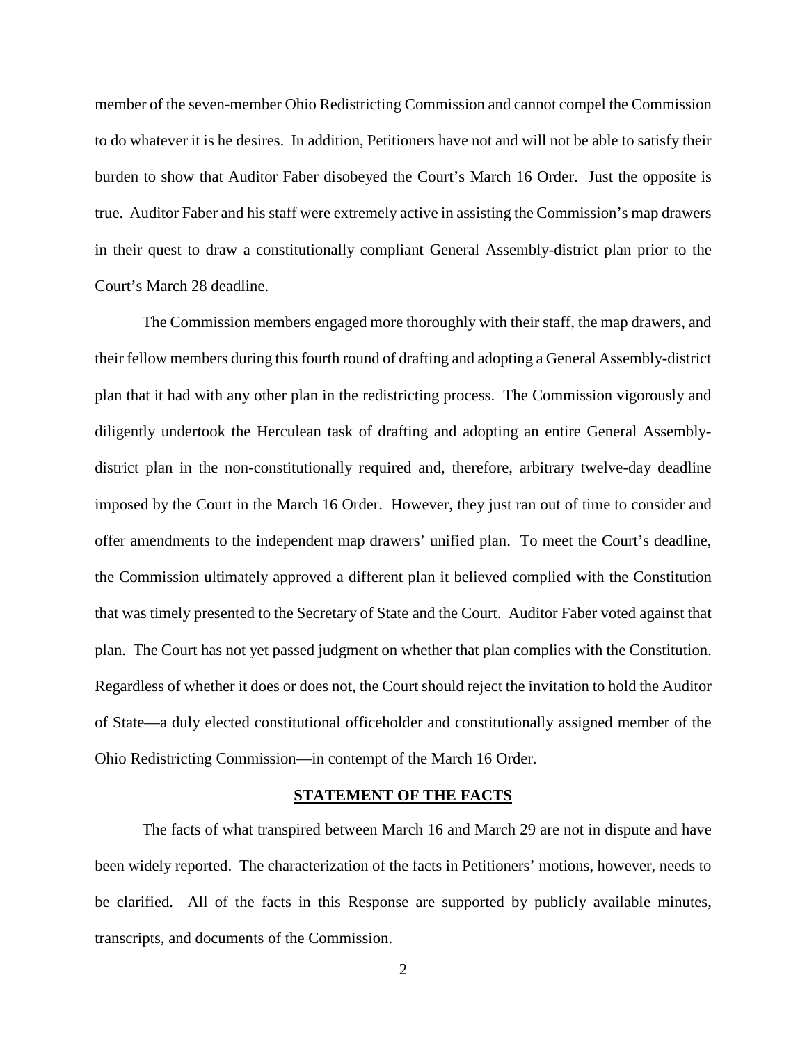member of the seven-member Ohio Redistricting Commission and cannot compel the Commission to do whatever it is he desires. In addition, Petitioners have not and will not be able to satisfy their burden to show that Auditor Faber disobeyed the Court's March 16 Order. Just the opposite is true. Auditor Faber and his staff were extremely active in assisting the Commission's map drawers in their quest to draw a constitutionally compliant General Assembly-district plan prior to the Court's March 28 deadline.

The Commission members engaged more thoroughly with their staff, the map drawers, and their fellow members during this fourth round of drafting and adopting a General Assembly-district plan that it had with any other plan in the redistricting process. The Commission vigorously and diligently undertook the Herculean task of drafting and adopting an entire General Assembly-district plan in the non-constitutionally required and, therefore, arbitrary twelve-day deadline imposed by the Court in the March 16 Order. However, they just ran out of time to consider and offer amendments to the independent map drawers' unified plan. To meet the Court's deadline, the Commission ultimately approved a different plan it believed complied with the Constitution that was timely presented to the Secretary of State and the Court. Auditor Faber voted against that plan. The Court has not yet passed judgment on whether that plan complies with the Constitution. Regardless of whether it does or does not, the Court should reject the invitation to hold the Auditor of State—a duly elected constitutional officeholder and constitutionally assigned member of the Ohio Redistricting Commission—in contempt of the March 16 Order.

## STATEMENT OF THE FACTS

The facts of what transpired between March 16 and March 29 are not in dispute and have been widely reported. The characterization of the facts in Petitioners' motions, however, needs to be clarified. All of the facts in this Response are supported by publicly available minutes, transcripts, and documents of the Commission.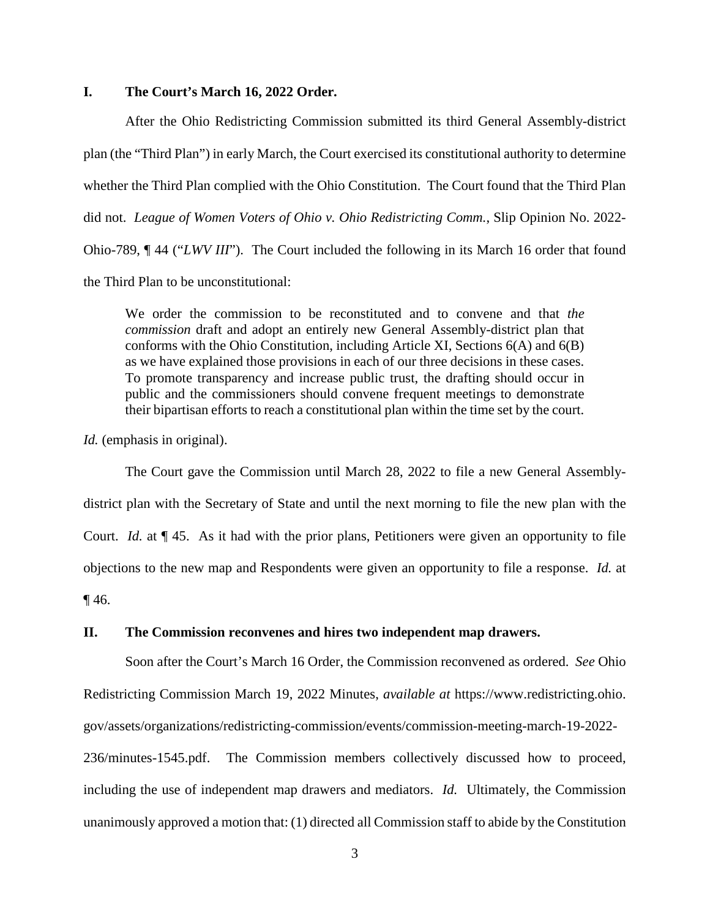## I. The Court's March 16, 2022 Order.

After the Ohio Redistricting Commission submitted its third General Assembly-district plan (the "Third Plan") in early March, the Court exercised its constitutional authority to determine whether the Third Plan complied with the Ohio Constitution. The Court found that the Third Plan did not. *League of Women Voters of Ohio v. Ohio Redistricting Comm.*, Slip Opinion No. 2022-Ohio-789, ¶ 44 ("*LWV III*"). The Court included the following in its March 16 order that found the Third Plan to be unconstitutional:

> We order the commission to be reconstituted and to convene and that *the commission* draft and adopt an entirely new General Assembly-district plan that conforms with the Ohio Constitution, including Article XI, Sections 6(A) and 6(B) as we have explained those provisions in each of our three decisions in these cases. To promote transparency and increase public trust, the drafting should occur in public and the commissioners should convene frequent meetings to demonstrate their bipartisan efforts to reach a constitutional plan within the time set by the court.

*Id.* (emphasis in original).

The Court gave the Commission until March 28, 2022 to file a new General Assembly-district plan with the Secretary of State and until the next morning to file the new plan with the Court. *Id.* at ¶ 45. As it had with the prior plans, Petitioners were given an opportunity to file objections to the new map and Respondents were given an opportunity to file a response. *Id.* at ¶ 46.

## II. The Commission reconvenes and hires two independent map drawers.

Soon after the Court's March 16 Order, the Commission reconvened as ordered. *See* Ohio Redistricting Commission March 19, 2022 Minutes, *available at* https://www.redistricting.ohio.gov/assets/organizations/redistricting-commission/events/commission-meeting-march-19-2022-236/minutes-1545.pdf. The Commission members collectively discussed how to proceed, including the use of independent map drawers and mediators. *Id.* Ultimately, the Commission unanimously approved a motion that: (1) directed all Commission staff to abide by the Constitution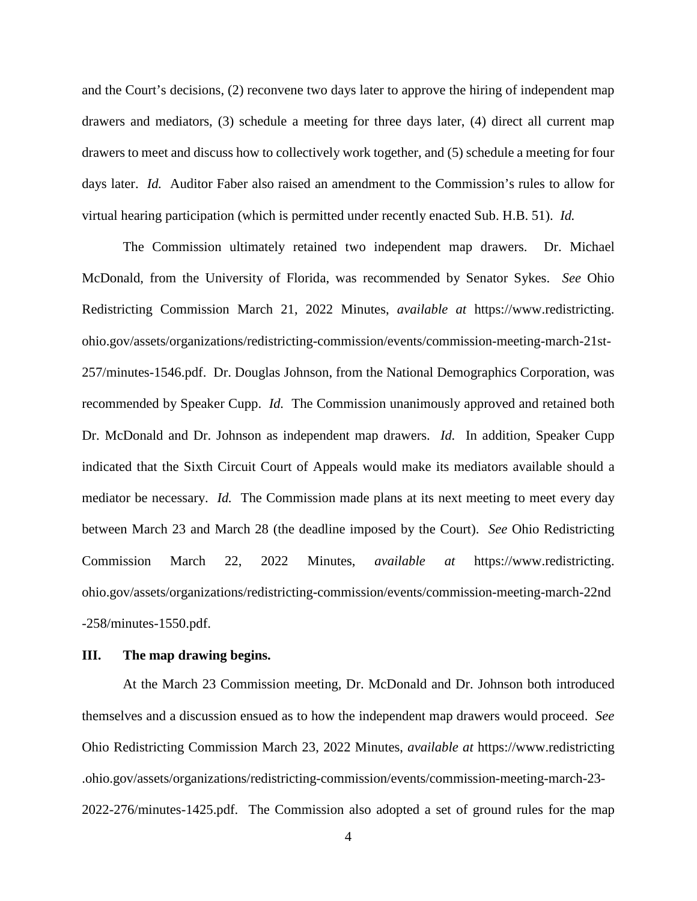and the Court's decisions, (2) reconvene two days later to approve the hiring of independent map drawers and mediators, (3) schedule a meeting for three days later, (4) direct all current map drawers to meet and discuss how to collectively work together, and (5) schedule a meeting for four days later. *Id.* Auditor Faber also raised an amendment to the Commission's rules to allow for virtual hearing participation (which is permitted under recently enacted Sub. H.B. 51). *Id.*

The Commission ultimately retained two independent map drawers. Dr. Michael McDonald, from the University of Florida, was recommended by Senator Sykes. *See* Ohio Redistricting Commission March 21, 2022 Minutes, *available at* https://www.redistricting.ohio.gov/assets/organizations/redistricting-commission/events/commission-meeting-march-21st-257/minutes-1546.pdf. Dr. Douglas Johnson, from the National Demographics Corporation, was recommended by Speaker Cupp. *Id.* The Commission unanimously approved and retained both Dr. McDonald and Dr. Johnson as independent map drawers. *Id.* In addition, Speaker Cupp indicated that the Sixth Circuit Court of Appeals would make its mediators available should a mediator be necessary. *Id.* The Commission made plans at its next meeting to meet every day between March 23 and March 28 (the deadline imposed by the Court). *See* Ohio Redistricting Commission March 22, 2022 Minutes, *available at* https://www.redistricting.ohio.gov/assets/organizations/redistricting-commission/events/commission-meeting-march-22nd-258/minutes-1550.pdf.

## III. The map drawing begins.

At the March 23 Commission meeting, Dr. McDonald and Dr. Johnson both introduced themselves and a discussion ensued as to how the independent map drawers would proceed. *See* Ohio Redistricting Commission March 23, 2022 Minutes, *available at* https://www.redistricting.ohio.gov/assets/organizations/redistricting-commission/events/commission-meeting-march-23-2022-276/minutes-1425.pdf. The Commission also adopted a set of ground rules for the map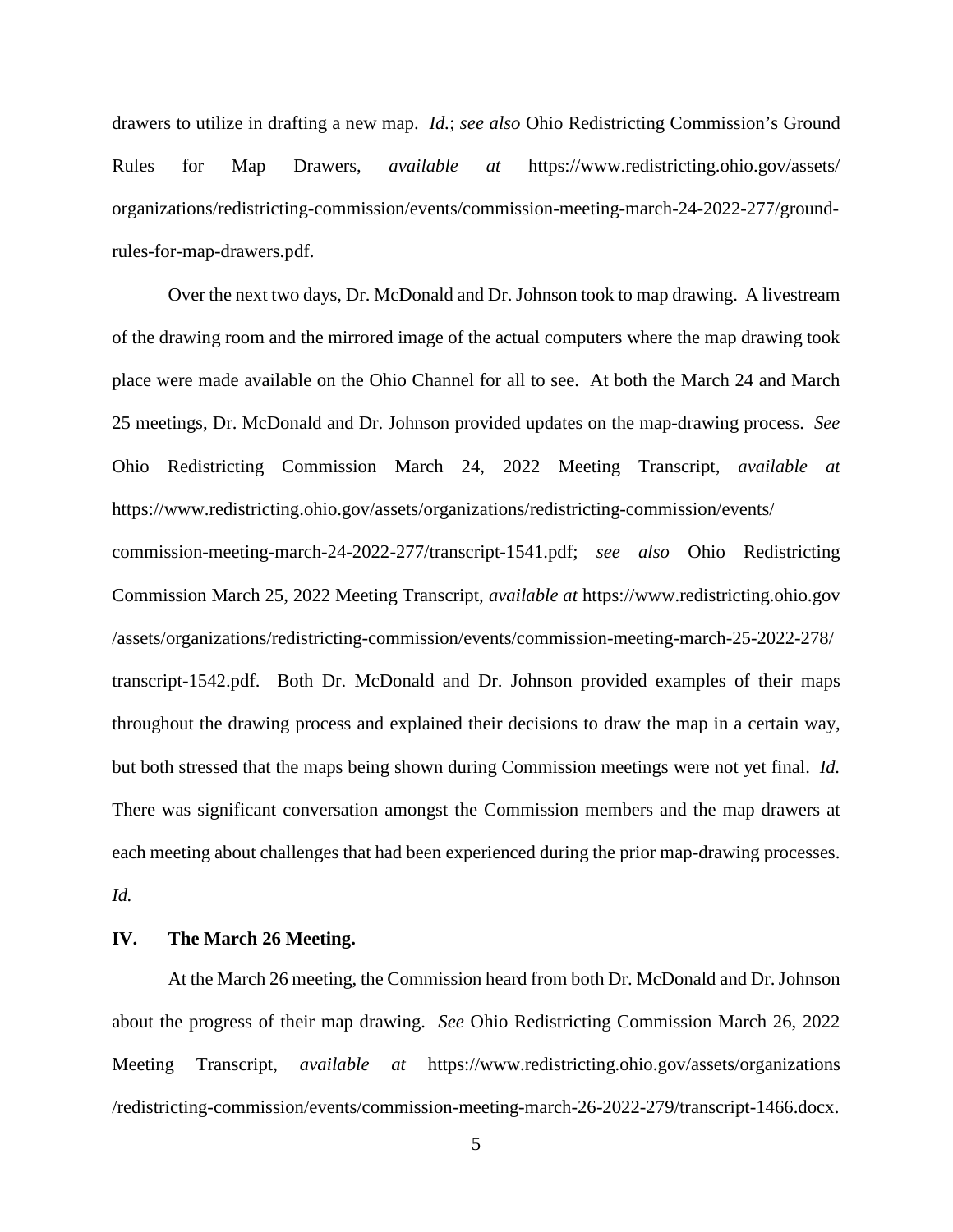drawers to utilize in drafting a new map. *Id.*; *see also* Ohio Redistricting Commission's Ground Rules for Map Drawers, *available at* https://www.redistricting.ohio.gov/assets/organizations/redistricting-commission/events/commission-meeting-march-24-2022-277/ground-rules-for-map-drawers.pdf.

Over the next two days, Dr. McDonald and Dr. Johnson took to map drawing. A livestream of the drawing room and the mirrored image of the actual computers where the map drawing took place were made available on the Ohio Channel for all to see. At both the March 24 and March 25 meetings, Dr. McDonald and Dr. Johnson provided updates on the map-drawing process. *See* Ohio Redistricting Commission March 24, 2022 Meeting Transcript, *available at* https://www.redistricting.ohio.gov/assets/organizations/redistricting-commission/events/commission-meeting-march-24-2022-277/transcript-1541.pdf; *see also* Ohio Redistricting Commission March 25, 2022 Meeting Transcript, *available at* https://www.redistricting.ohio.gov/assets/organizations/redistricting-commission/events/commission-meeting-march-25-2022-278/transcript-1542.pdf. Both Dr. McDonald and Dr. Johnson provided examples of their maps throughout the drawing process and explained their decisions to draw the map in a certain way, but both stressed that the maps being shown during Commission meetings were not yet final. *Id.* There was significant conversation amongst the Commission members and the map drawers at each meeting about challenges that had been experienced during the prior map-drawing processes. *Id.*

## IV. The March 26 Meeting.

At the March 26 meeting, the Commission heard from both Dr. McDonald and Dr. Johnson about the progress of their map drawing. *See* Ohio Redistricting Commission March 26, 2022 Meeting Transcript, *available at* https://www.redistricting.ohio.gov/assets/organizations/redistricting-commission/events/commission-meeting-march-26-2022-279/transcript-1466.docx.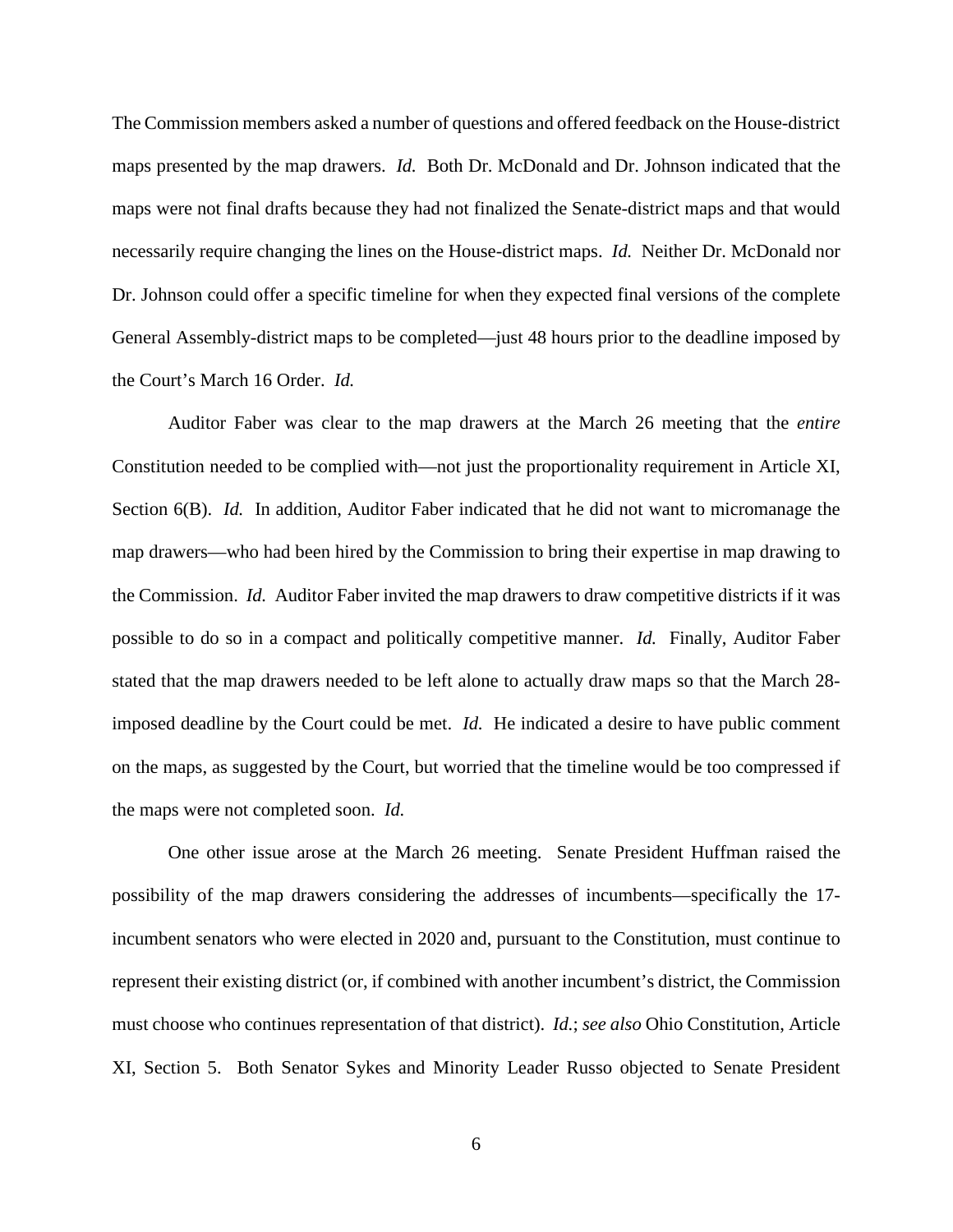The Commission members asked a number of questions and offered feedback on the House-district maps presented by the map drawers. *Id.* Both Dr. McDonald and Dr. Johnson indicated that the maps were not final drafts because they had not finalized the Senate-district maps and that would necessarily require changing the lines on the House-district maps. *Id.* Neither Dr. McDonald nor Dr. Johnson could offer a specific timeline for when they expected final versions of the complete General Assembly-district maps to be completed—just 48 hours prior to the deadline imposed by the Court's March 16 Order. *Id.*

Auditor Faber was clear to the map drawers at the March 26 meeting that the *entire* Constitution needed to be complied with—not just the proportionality requirement in Article XI, Section 6(B). *Id.* In addition, Auditor Faber indicated that he did not want to micromanage the map drawers—who had been hired by the Commission to bring their expertise in map drawing to the Commission. *Id.* Auditor Faber invited the map drawers to draw competitive districts if it was possible to do so in a compact and politically competitive manner. *Id.* Finally, Auditor Faber stated that the map drawers needed to be left alone to actually draw maps so that the March 28-imposed deadline by the Court could be met. *Id.* He indicated a desire to have public comment on the maps, as suggested by the Court, but worried that the timeline would be too compressed if the maps were not completed soon. *Id.*

One other issue arose at the March 26 meeting. Senate President Huffman raised the possibility of the map drawers considering the addresses of incumbents—specifically the 17-incumbent senators who were elected in 2020 and, pursuant to the Constitution, must continue to represent their existing district (or, if combined with another incumbent's district, the Commission must choose who continues representation of that district). *Id.*; *see also* Ohio Constitution, Article XI, Section 5. Both Senator Sykes and Minority Leader Russo objected to Senate President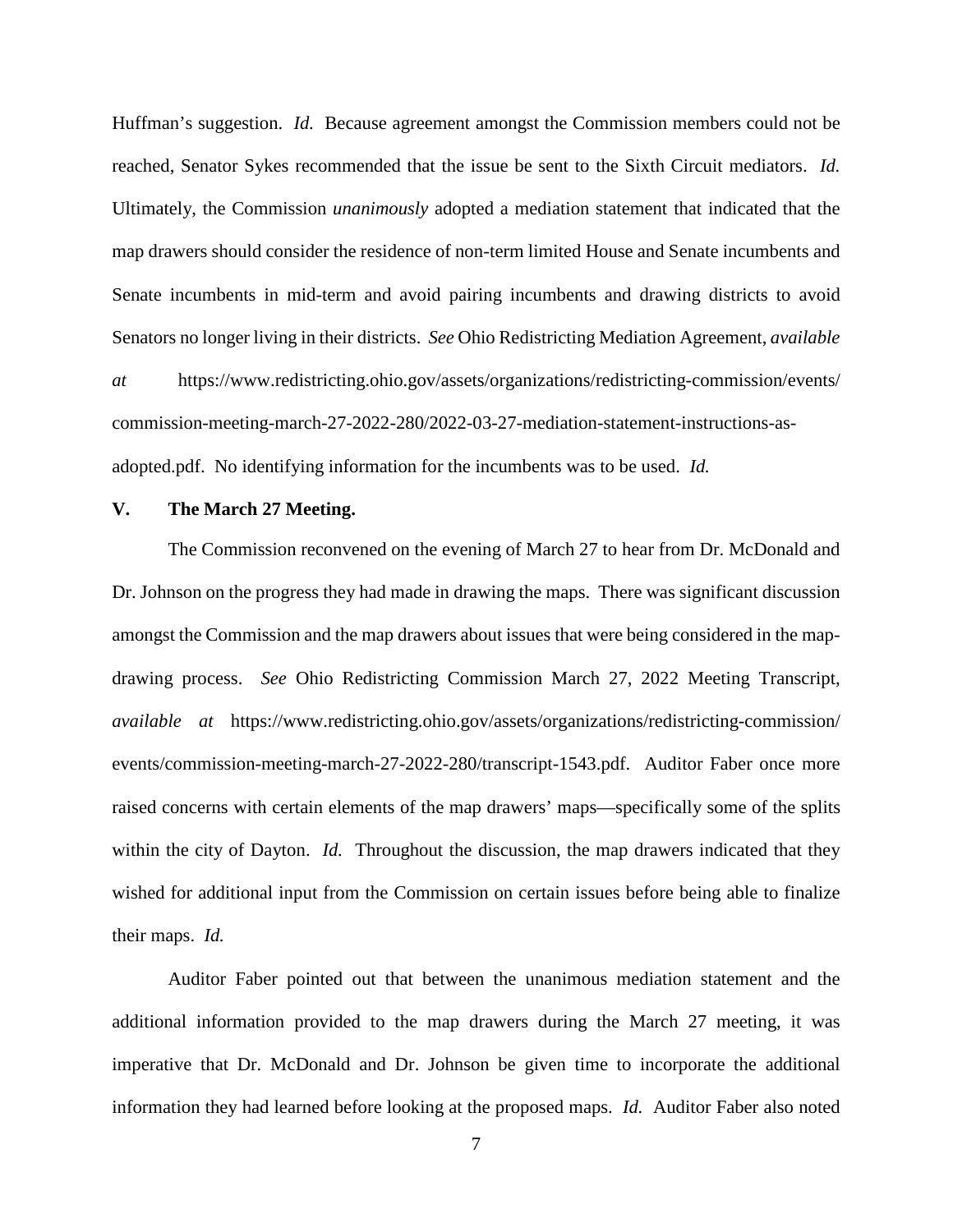Huffman's suggestion. *Id.* Because agreement amongst the Commission members could not be reached, Senator Sykes recommended that the issue be sent to the Sixth Circuit mediators. *Id.* Ultimately, the Commission *unanimously* adopted a mediation statement that indicated that the map drawers should consider the residence of non-term limited House and Senate incumbents and Senate incumbents in mid-term and avoid pairing incumbents and drawing districts to avoid Senators no longer living in their districts. *See* Ohio Redistricting Mediation Agreement, *available at* https://www.redistricting.ohio.gov/assets/organizations/redistricting-commission/events/commission-meeting-march-27-2022-280/2022-03-27-mediation-statement-instructions-as-adopted.pdf. No identifying information for the incumbents was to be used. *Id.*

## V. The March 27 Meeting.

The Commission reconvened on the evening of March 27 to hear from Dr. McDonald and Dr. Johnson on the progress they had made in drawing the maps. There was significant discussion amongst the Commission and the map drawers about issues that were being considered in the map-drawing process. *See* Ohio Redistricting Commission March 27, 2022 Meeting Transcript, *available at* https://www.redistricting.ohio.gov/assets/organizations/redistricting-commission/events/commission-meeting-march-27-2022-280/transcript-1543.pdf. Auditor Faber once more raised concerns with certain elements of the map drawers' maps—specifically some of the splits within the city of Dayton. *Id.* Throughout the discussion, the map drawers indicated that they wished for additional input from the Commission on certain issues before being able to finalize their maps. *Id.*

Auditor Faber pointed out that between the unanimous mediation statement and the additional information provided to the map drawers during the March 27 meeting, it was imperative that Dr. McDonald and Dr. Johnson be given time to incorporate the additional information they had learned before looking at the proposed maps. *Id.* Auditor Faber also noted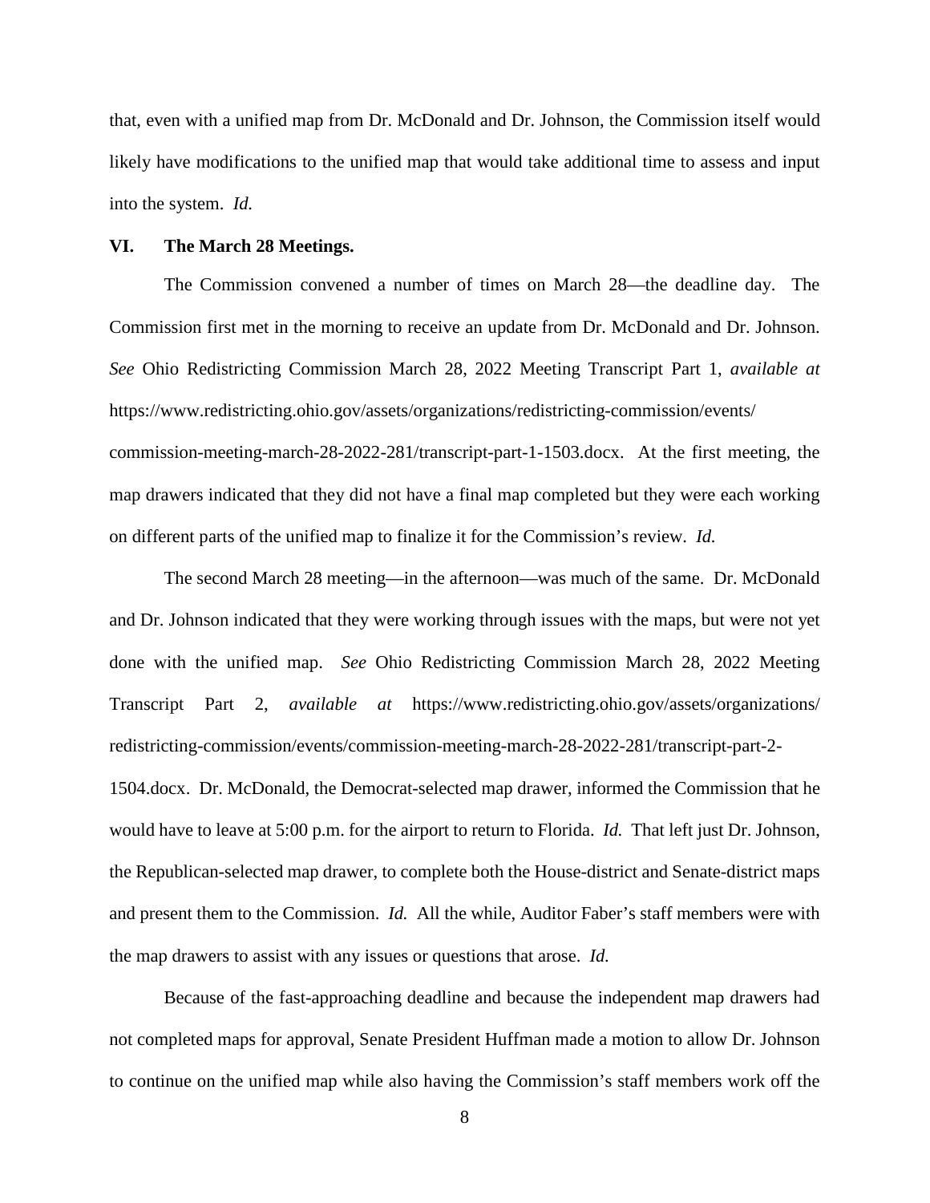that, even with a unified map from Dr. McDonald and Dr. Johnson, the Commission itself would likely have modifications to the unified map that would take additional time to assess and input into the system. *Id.*

## VI. The March 28 Meetings.

The Commission convened a number of times on March 28—the deadline day. The Commission first met in the morning to receive an update from Dr. McDonald and Dr. Johnson. *See* Ohio Redistricting Commission March 28, 2022 Meeting Transcript Part 1, *available at* https://www.redistricting.ohio.gov/assets/organizations/redistricting-commission/events/commission-meeting-march-28-2022-281/transcript-part-1-1503.docx. At the first meeting, the map drawers indicated that they did not have a final map completed but they were each working on different parts of the unified map to finalize it for the Commission's review. *Id.*

The second March 28 meeting—in the afternoon—was much of the same. Dr. McDonald and Dr. Johnson indicated that they were working through issues with the maps, but were not yet done with the unified map. *See* Ohio Redistricting Commission March 28, 2022 Meeting Transcript Part 2, *available at* https://www.redistricting.ohio.gov/assets/organizations/redistricting-commission/events/commission-meeting-march-28-2022-281/transcript-part-2-1504.docx. Dr. McDonald, the Democrat-selected map drawer, informed the Commission that he would have to leave at 5:00 p.m. for the airport to return to Florida. *Id.* That left just Dr. Johnson, the Republican-selected map drawer, to complete both the House-district and Senate-district maps and present them to the Commission. *Id.* All the while, Auditor Faber's staff members were with the map drawers to assist with any issues or questions that arose. *Id.*

Because of the fast-approaching deadline and because the independent map drawers had not completed maps for approval, Senate President Huffman made a motion to allow Dr. Johnson to continue on the unified map while also having the Commission's staff members work off the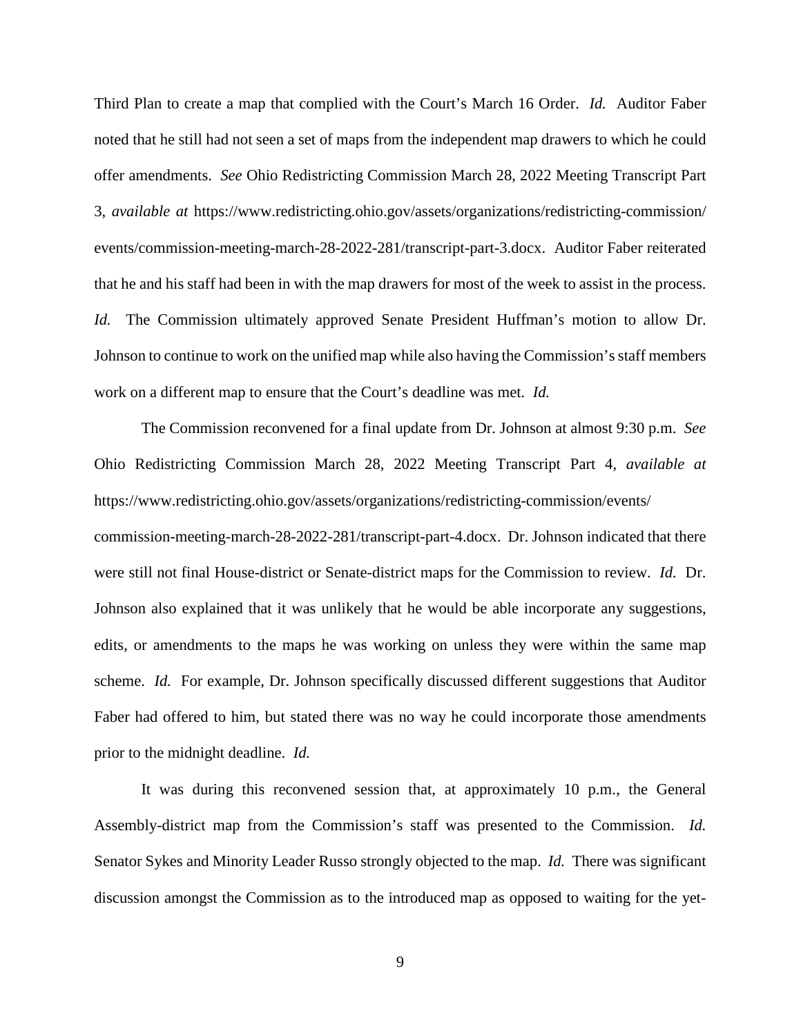Third Plan to create a map that complied with the Court's March 16 Order. *Id.* Auditor Faber noted that he still had not seen a set of maps from the independent map drawers to which he could offer amendments. *See* Ohio Redistricting Commission March 28, 2022 Meeting Transcript Part 3, *available at* https://www.redistricting.ohio.gov/assets/organizations/redistricting-commission/events/commission-meeting-march-28-2022-281/transcript-part-3.docx. Auditor Faber reiterated that he and his staff had been in with the map drawers for most of the week to assist in the process. *Id.* The Commission ultimately approved Senate President Huffman's motion to allow Dr. Johnson to continue to work on the unified map while also having the Commission's staff members work on a different map to ensure that the Court's deadline was met. *Id.*

The Commission reconvened for a final update from Dr. Johnson at almost 9:30 p.m. *See* Ohio Redistricting Commission March 28, 2022 Meeting Transcript Part 4, *available at* https://www.redistricting.ohio.gov/assets/organizations/redistricting-commission/events/commission-meeting-march-28-2022-281/transcript-part-4.docx. Dr. Johnson indicated that there were still not final House-district or Senate-district maps for the Commission to review. *Id.* Dr. Johnson also explained that it was unlikely that he would be able incorporate any suggestions, edits, or amendments to the maps he was working on unless they were within the same map scheme. *Id.* For example, Dr. Johnson specifically discussed different suggestions that Auditor Faber had offered to him, but stated there was no way he could incorporate those amendments prior to the midnight deadline. *Id.*

It was during this reconvened session that, at approximately 10 p.m., the General Assembly-district map from the Commission's staff was presented to the Commission. *Id.* Senator Sykes and Minority Leader Russo strongly objected to the map. *Id.* There was significant discussion amongst the Commission as to the introduced map as opposed to waiting for the yet-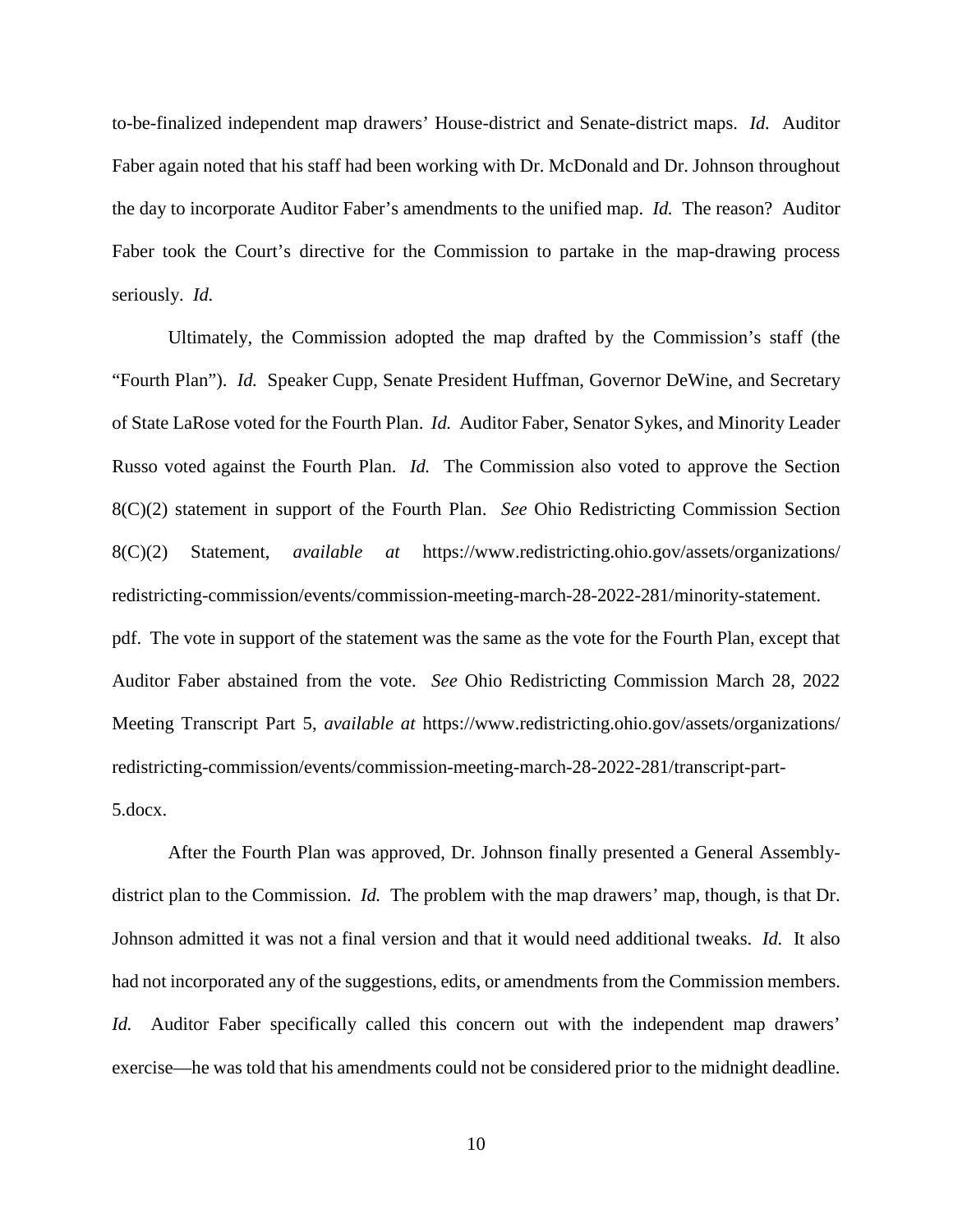to-be-finalized independent map drawers' House-district and Senate-district maps. *Id.* Auditor Faber again noted that his staff had been working with Dr. McDonald and Dr. Johnson throughout the day to incorporate Auditor Faber's amendments to the unified map. *Id.* The reason? Auditor Faber took the Court's directive for the Commission to partake in the map-drawing process seriously. *Id.*

Ultimately, the Commission adopted the map drafted by the Commission's staff (the "Fourth Plan"). *Id.* Speaker Cupp, Senate President Huffman, Governor DeWine, and Secretary of State LaRose voted for the Fourth Plan. *Id.* Auditor Faber, Senator Sykes, and Minority Leader Russo voted against the Fourth Plan. *Id.* The Commission also voted to approve the Section 8(C)(2) statement in support of the Fourth Plan. *See* Ohio Redistricting Commission Section 8(C)(2) Statement, *available at* https://www.redistricting.ohio.gov/assets/organizations/redistricting-commission/events/commission-meeting-march-28-2022-281/minority-statement.pdf. The vote in support of the statement was the same as the vote for the Fourth Plan, except that Auditor Faber abstained from the vote. *See* Ohio Redistricting Commission March 28, 2022 Meeting Transcript Part 5, *available at* https://www.redistricting.ohio.gov/assets/organizations/redistricting-commission/events/commission-meeting-march-28-2022-281/transcript-part-5.docx.

After the Fourth Plan was approved, Dr. Johnson finally presented a General Assembly-district plan to the Commission. *Id.* The problem with the map drawers' map, though, is that Dr. Johnson admitted it was not a final version and that it would need additional tweaks. *Id.* It also had not incorporated any of the suggestions, edits, or amendments from the Commission members. *Id.* Auditor Faber specifically called this concern out with the independent map drawers' exercise—he was told that his amendments could not be considered prior to the midnight deadline.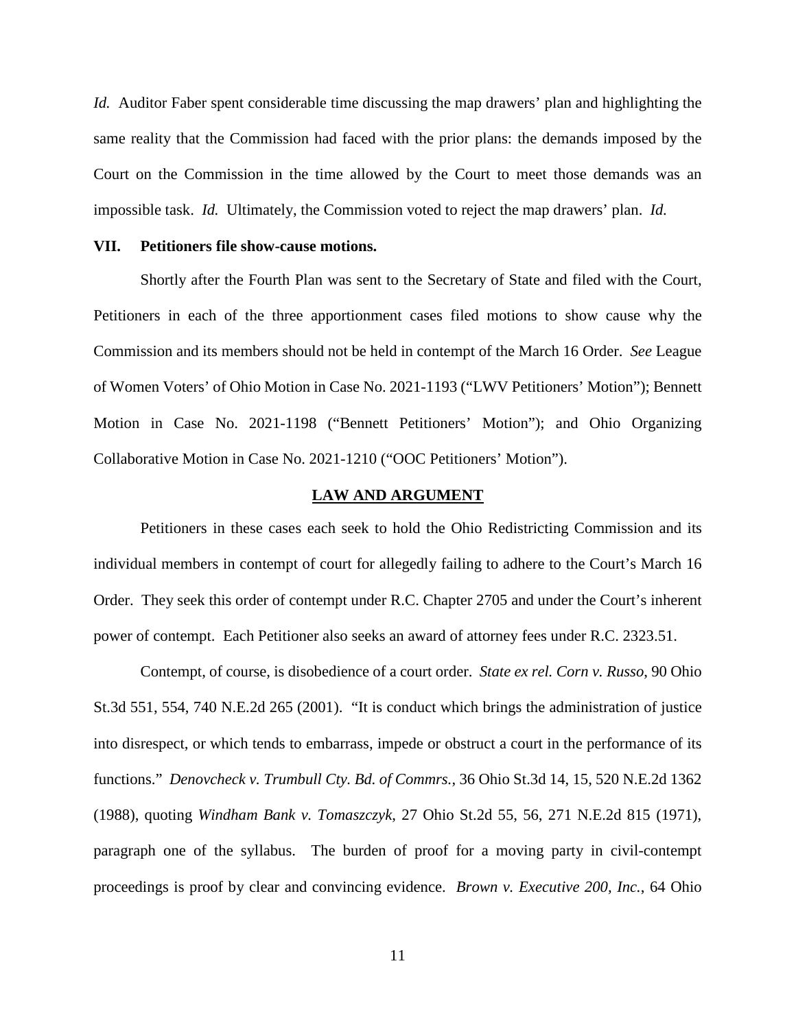*Id.* Auditor Faber spent considerable time discussing the map drawers' plan and highlighting the same reality that the Commission had faced with the prior plans: the demands imposed by the Court on the Commission in the time allowed by the Court to meet those demands was an impossible task. *Id.* Ultimately, the Commission voted to reject the map drawers' plan. *Id.*

## VII. Petitioners file show-cause motions.

Shortly after the Fourth Plan was sent to the Secretary of State and filed with the Court, Petitioners in each of the three apportionment cases filed motions to show cause why the Commission and its members should not be held in contempt of the March 16 Order. *See* League of Women Voters' of Ohio Motion in Case No. 2021-1193 ("LWV Petitioners' Motion"); Bennett Motion in Case No. 2021-1198 ("Bennett Petitioners' Motion"); and Ohio Organizing Collaborative Motion in Case No. 2021-1210 ("OOC Petitioners' Motion").

## LAW AND ARGUMENT

Petitioners in these cases each seek to hold the Ohio Redistricting Commission and its individual members in contempt of court for allegedly failing to adhere to the Court's March 16 Order. They seek this order of contempt under R.C. Chapter 2705 and under the Court's inherent power of contempt. Each Petitioner also seeks an award of attorney fees under R.C. 2323.51.

Contempt, of course, is disobedience of a court order. *State ex rel. Corn v. Russo*, 90 Ohio St.3d 551, 554, 740 N.E.2d 265 (2001). "It is conduct which brings the administration of justice into disrespect, or which tends to embarrass, impede or obstruct a court in the performance of its functions." *Denovcheck v. Trumbull Cty. Bd. of Commrs.*, 36 Ohio St.3d 14, 15, 520 N.E.2d 1362 (1988), quoting *Windham Bank v. Tomaszczyk*, 27 Ohio St.2d 55, 56, 271 N.E.2d 815 (1971), paragraph one of the syllabus. The burden of proof for a moving party in civil-contempt proceedings is proof by clear and convincing evidence. *Brown v. Executive 200, Inc.*, 64 Ohio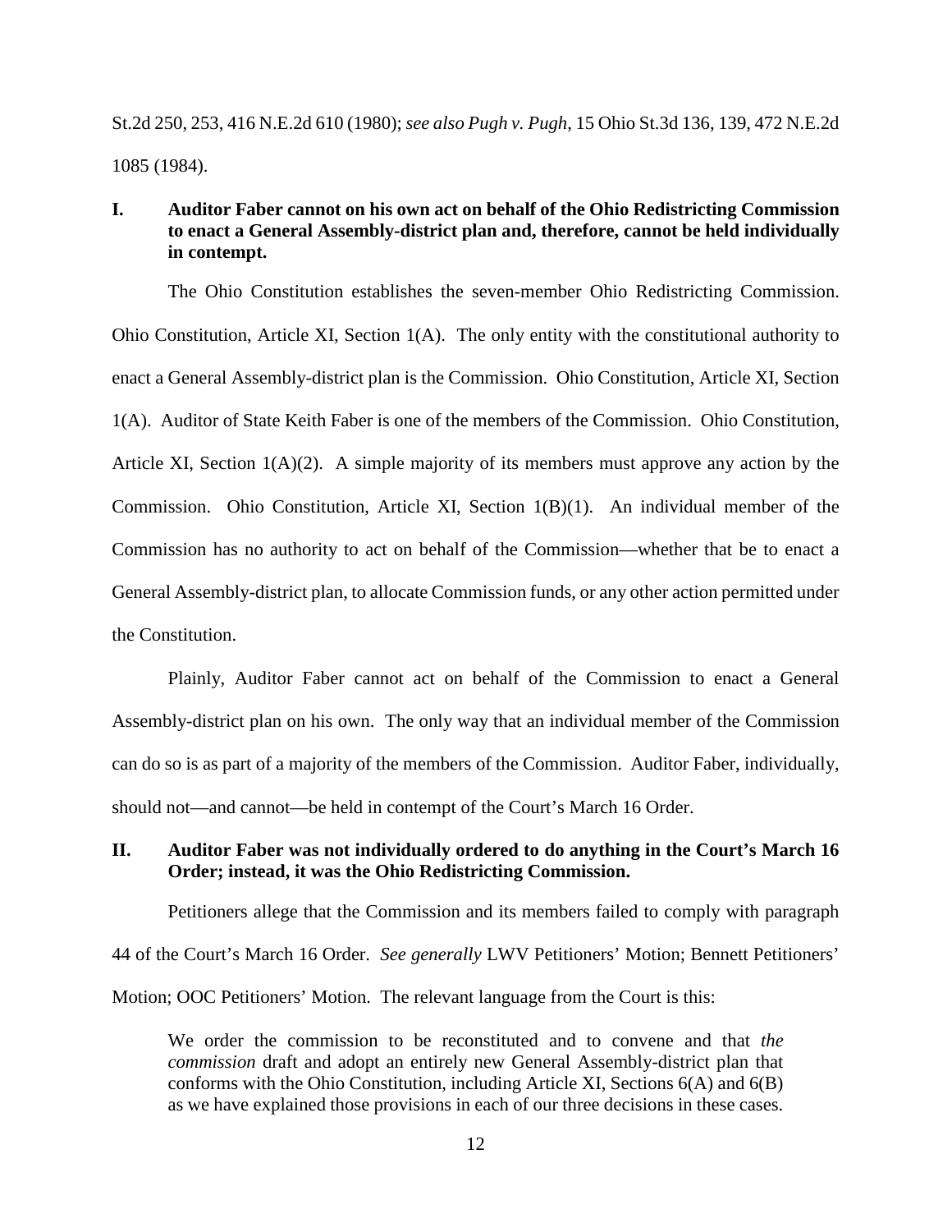St.2d 250, 253, 416 N.E.2d 610 (1980); *see also Pugh v. Pugh*, 15 Ohio St.3d 136, 139, 472 N.E.2d 1085 (1984).

## I. Auditor Faber cannot on his own act on behalf of the Ohio Redistricting Commission to enact a General Assembly-district plan and, therefore, cannot be held individually in contempt.

The Ohio Constitution establishes the seven-member Ohio Redistricting Commission. Ohio Constitution, Article XI, Section 1(A). The only entity with the constitutional authority to enact a General Assembly-district plan is the Commission. Ohio Constitution, Article XI, Section 1(A). Auditor of State Keith Faber is one of the members of the Commission. Ohio Constitution, Article XI, Section 1(A)(2). A simple majority of its members must approve any action by the Commission. Ohio Constitution, Article XI, Section 1(B)(1). An individual member of the Commission has no authority to act on behalf of the Commission—whether that be to enact a General Assembly-district plan, to allocate Commission funds, or any other action permitted under the Constitution.

Plainly, Auditor Faber cannot act on behalf of the Commission to enact a General Assembly-district plan on his own. The only way that an individual member of the Commission can do so is as part of a majority of the members of the Commission. Auditor Faber, individually, should not—and cannot—be held in contempt of the Court's March 16 Order.

## II. Auditor Faber was not individually ordered to do anything in the Court's March 16 Order; instead, it was the Ohio Redistricting Commission.

Petitioners allege that the Commission and its members failed to comply with paragraph 44 of the Court's March 16 Order. *See generally* LWV Petitioners' Motion; Bennett Petitioners' Motion; OOC Petitioners' Motion. The relevant language from the Court is this:

> We order the commission to be reconstituted and to convene and that *the commission* draft and adopt an entirely new General Assembly-district plan that conforms with the Ohio Constitution, including Article XI, Sections 6(A) and 6(B) as we have explained those provisions in each of our three decisions in these cases.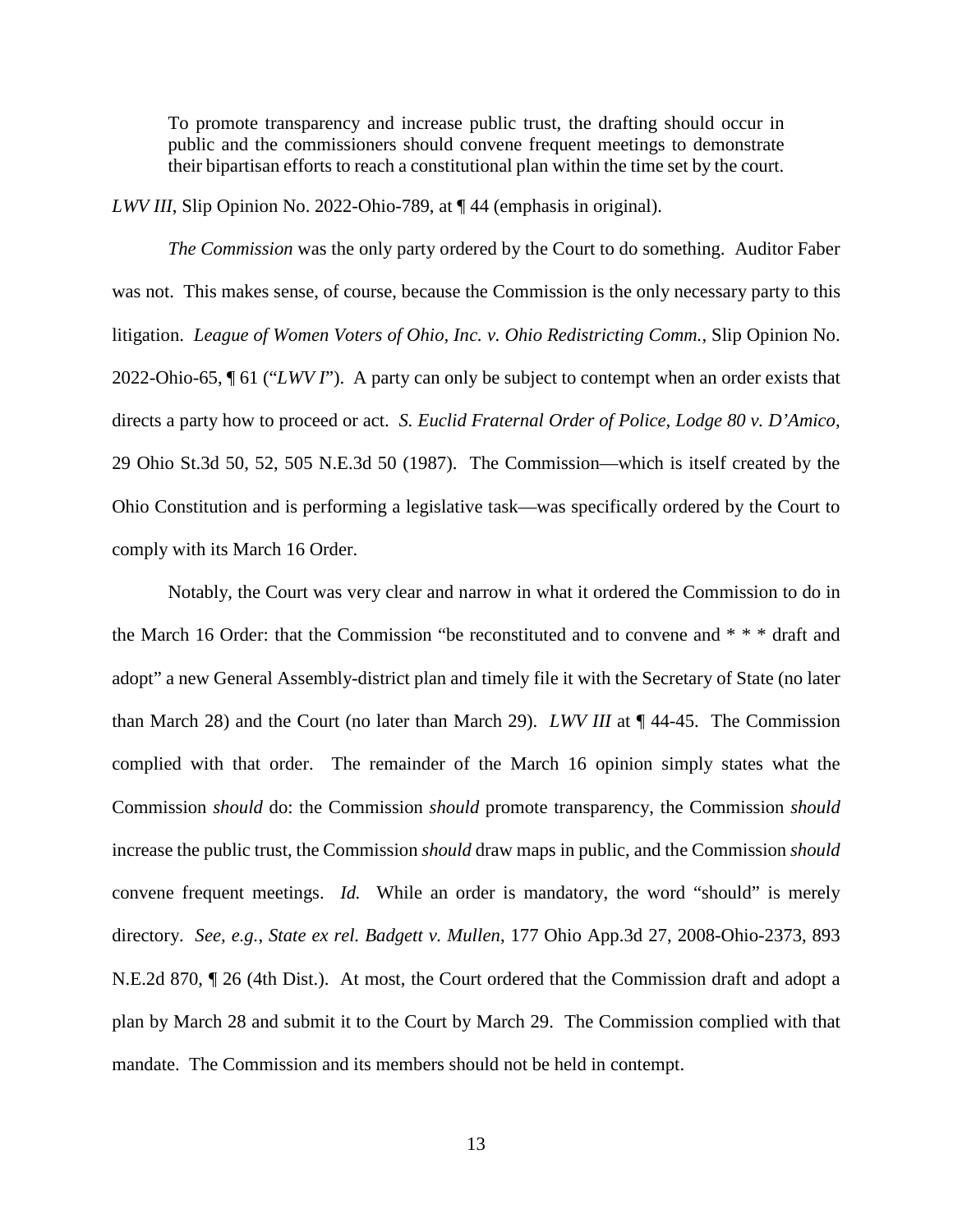> To promote transparency and increase public trust, the drafting should occur in public and the commissioners should convene frequent meetings to demonstrate their bipartisan efforts to reach a constitutional plan within the time set by the court.

*LWV III*, Slip Opinion No. 2022-Ohio-789, at ¶ 44 (emphasis in original).

*The Commission* was the only party ordered by the Court to do something. Auditor Faber was not. This makes sense, of course, because the Commission is the only necessary party to this litigation. *League of Women Voters of Ohio, Inc. v. Ohio Redistricting Comm.*, Slip Opinion No. 2022-Ohio-65, ¶ 61 ("*LWV I*"). A party can only be subject to contempt when an order exists that directs a party how to proceed or act. *S. Euclid Fraternal Order of Police, Lodge 80 v. D'Amico*, 29 Ohio St.3d 50, 52, 505 N.E.3d 50 (1987). The Commission—which is itself created by the Ohio Constitution and is performing a legislative task—was specifically ordered by the Court to comply with its March 16 Order.

Notably, the Court was very clear and narrow in what it ordered the Commission to do in the March 16 Order: that the Commission "be reconstituted and to convene and * * * draft and adopt" a new General Assembly-district plan and timely file it with the Secretary of State (no later than March 28) and the Court (no later than March 29). *LWV III* at ¶ 44-45. The Commission complied with that order. The remainder of the March 16 opinion simply states what the Commission *should* do: the Commission *should* promote transparency, the Commission *should* increase the public trust, the Commission *should* draw maps in public, and the Commission *should* convene frequent meetings. *Id.* While an order is mandatory, the word "should" is merely directory. *See, e.g.*, *State ex rel. Badgett v. Mullen*, 177 Ohio App.3d 27, 2008-Ohio-2373, 893 N.E.2d 870, ¶ 26 (4th Dist.). At most, the Court ordered that the Commission draft and adopt a plan by March 28 and submit it to the Court by March 29. The Commission complied with that mandate. The Commission and its members should not be held in contempt.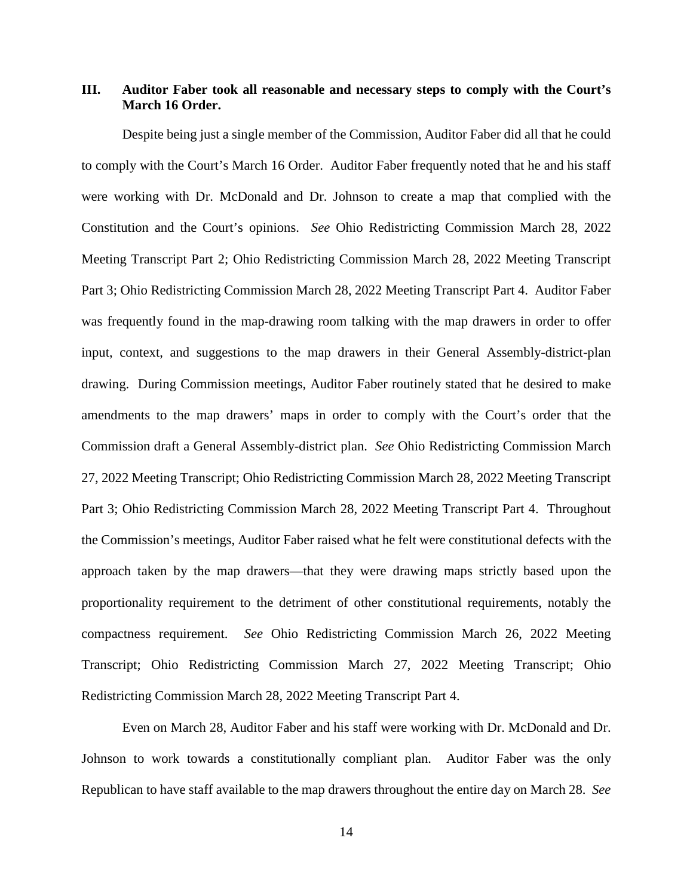### III. Auditor Faber took all reasonable and necessary steps to comply with the Court's March 16 Order.

Despite being just a single member of the Commission, Auditor Faber did all that he could to comply with the Court's March 16 Order. Auditor Faber frequently noted that he and his staff were working with Dr. McDonald and Dr. Johnson to create a map that complied with the Constitution and the Court's opinions. *See* Ohio Redistricting Commission March 28, 2022 Meeting Transcript Part 2; Ohio Redistricting Commission March 28, 2022 Meeting Transcript Part 3; Ohio Redistricting Commission March 28, 2022 Meeting Transcript Part 4. Auditor Faber was frequently found in the map-drawing room talking with the map drawers in order to offer input, context, and suggestions to the map drawers in their General Assembly-district-plan drawing. During Commission meetings, Auditor Faber routinely stated that he desired to make amendments to the map drawers' maps in order to comply with the Court's order that the Commission draft a General Assembly-district plan. *See* Ohio Redistricting Commission March 27, 2022 Meeting Transcript; Ohio Redistricting Commission March 28, 2022 Meeting Transcript Part 3; Ohio Redistricting Commission March 28, 2022 Meeting Transcript Part 4. Throughout the Commission's meetings, Auditor Faber raised what he felt were constitutional defects with the approach taken by the map drawers—that they were drawing maps strictly based upon the proportionality requirement to the detriment of other constitutional requirements, notably the compactness requirement. *See* Ohio Redistricting Commission March 26, 2022 Meeting Transcript; Ohio Redistricting Commission March 27, 2022 Meeting Transcript; Ohio Redistricting Commission March 28, 2022 Meeting Transcript Part 4.

Even on March 28, Auditor Faber and his staff were working with Dr. McDonald and Dr. Johnson to work towards a constitutionally compliant plan. Auditor Faber was the only Republican to have staff available to the map drawers throughout the entire day on March 28. *See*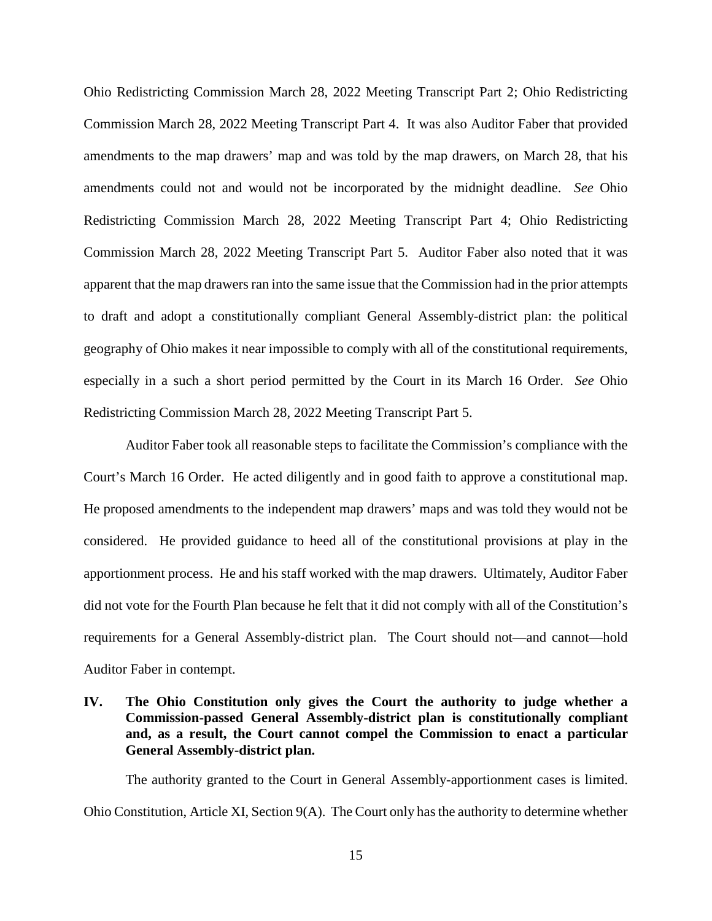Ohio Redistricting Commission March 28, 2022 Meeting Transcript Part 2; Ohio Redistricting Commission March 28, 2022 Meeting Transcript Part 4. It was also Auditor Faber that provided amendments to the map drawers' map and was told by the map drawers, on March 28, that his amendments could not and would not be incorporated by the midnight deadline. *See* Ohio Redistricting Commission March 28, 2022 Meeting Transcript Part 4; Ohio Redistricting Commission March 28, 2022 Meeting Transcript Part 5. Auditor Faber also noted that it was apparent that the map drawers ran into the same issue that the Commission had in the prior attempts to draft and adopt a constitutionally compliant General Assembly-district plan: the political geography of Ohio makes it near impossible to comply with all of the constitutional requirements, especially in a such a short period permitted by the Court in its March 16 Order. *See* Ohio Redistricting Commission March 28, 2022 Meeting Transcript Part 5.

Auditor Faber took all reasonable steps to facilitate the Commission's compliance with the Court's March 16 Order. He acted diligently and in good faith to approve a constitutional map. He proposed amendments to the independent map drawers' maps and was told they would not be considered. He provided guidance to heed all of the constitutional provisions at play in the apportionment process. He and his staff worked with the map drawers. Ultimately, Auditor Faber did not vote for the Fourth Plan because he felt that it did not comply with all of the Constitution's requirements for a General Assembly-district plan. The Court should not—and cannot—hold Auditor Faber in contempt.

## IV. The Ohio Constitution only gives the Court the authority to judge whether a Commission-passed General Assembly-district plan is constitutionally compliant and, as a result, the Court cannot compel the Commission to enact a particular General Assembly-district plan.

The authority granted to the Court in General Assembly-apportionment cases is limited. Ohio Constitution, Article XI, Section 9(A). The Court only has the authority to determine whether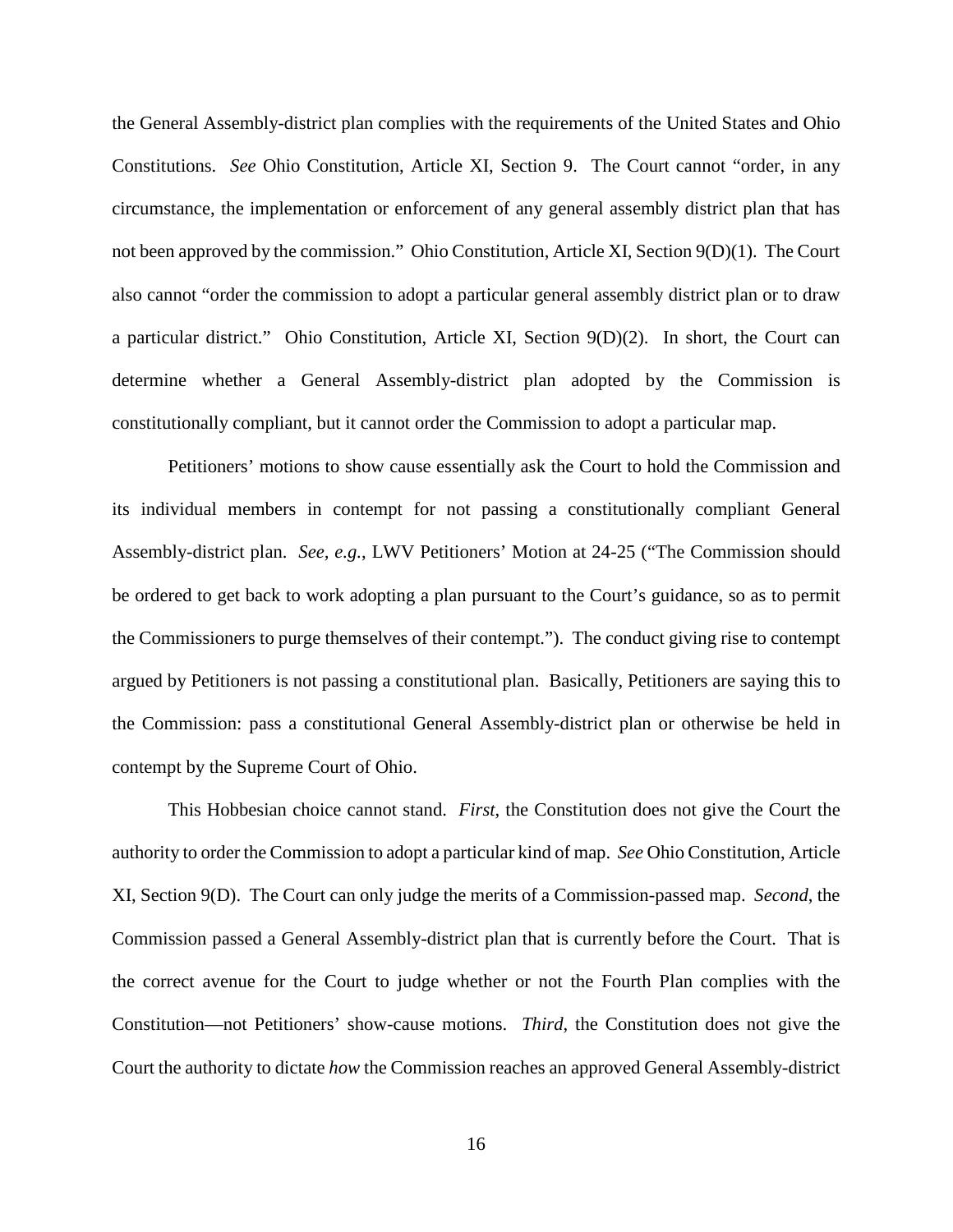the General Assembly-district plan complies with the requirements of the United States and Ohio Constitutions. *See* Ohio Constitution, Article XI, Section 9. The Court cannot "order, in any circumstance, the implementation or enforcement of any general assembly district plan that has not been approved by the commission." Ohio Constitution, Article XI, Section 9(D)(1). The Court also cannot "order the commission to adopt a particular general assembly district plan or to draw a particular district." Ohio Constitution, Article XI, Section 9(D)(2). In short, the Court can determine whether a General Assembly-district plan adopted by the Commission is constitutionally compliant, but it cannot order the Commission to adopt a particular map.

Petitioners' motions to show cause essentially ask the Court to hold the Commission and its individual members in contempt for not passing a constitutionally compliant General Assembly-district plan. *See, e.g.*, LWV Petitioners' Motion at 24-25 ("The Commission should be ordered to get back to work adopting a plan pursuant to the Court's guidance, so as to permit the Commissioners to purge themselves of their contempt."). The conduct giving rise to contempt argued by Petitioners is not passing a constitutional plan. Basically, Petitioners are saying this to the Commission: pass a constitutional General Assembly-district plan or otherwise be held in contempt by the Supreme Court of Ohio.

This Hobbesian choice cannot stand. *First*, the Constitution does not give the Court the authority to order the Commission to adopt a particular kind of map. *See* Ohio Constitution, Article XI, Section 9(D). The Court can only judge the merits of a Commission-passed map. *Second*, the Commission passed a General Assembly-district plan that is currently before the Court. That is the correct avenue for the Court to judge whether or not the Fourth Plan complies with the Constitution—not Petitioners' show-cause motions. *Third*, the Constitution does not give the Court the authority to dictate *how* the Commission reaches an approved General Assembly-district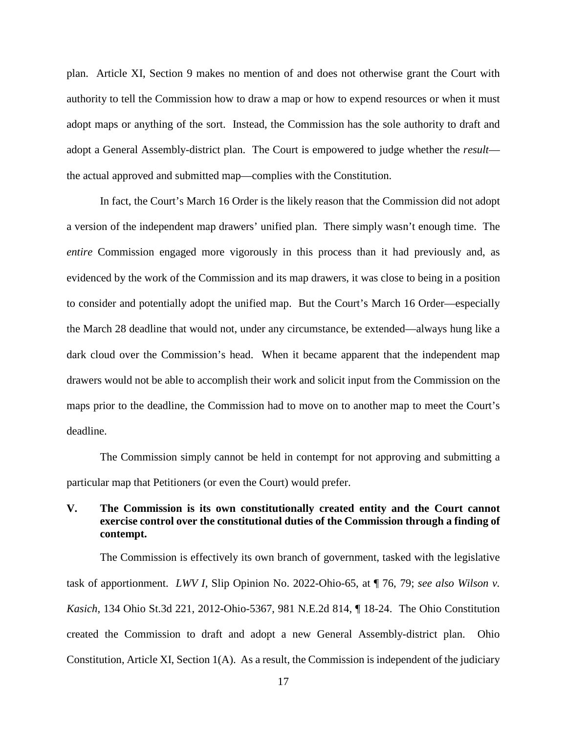plan. Article XI, Section 9 makes no mention of and does not otherwise grant the Court with authority to tell the Commission how to draw a map or how to expend resources or when it must adopt maps or anything of the sort. Instead, the Commission has the sole authority to draft and adopt a General Assembly-district plan. The Court is empowered to judge whether the *result*—the actual approved and submitted map—complies with the Constitution.

In fact, the Court's March 16 Order is the likely reason that the Commission did not adopt a version of the independent map drawers' unified plan. There simply wasn't enough time. The *entire* Commission engaged more vigorously in this process than it had previously and, as evidenced by the work of the Commission and its map drawers, it was close to being in a position to consider and potentially adopt the unified map. But the Court's March 16 Order—especially the March 28 deadline that would not, under any circumstance, be extended—always hung like a dark cloud over the Commission's head. When it became apparent that the independent map drawers would not be able to accomplish their work and solicit input from the Commission on the maps prior to the deadline, the Commission had to move on to another map to meet the Court's deadline.

The Commission simply cannot be held in contempt for not approving and submitting a particular map that Petitioners (or even the Court) would prefer.

## V. The Commission is its own constitutionally created entity and the Court cannot exercise control over the constitutional duties of the Commission through a finding of contempt.

The Commission is effectively its own branch of government, tasked with the legislative task of apportionment. *LWV I*, Slip Opinion No. 2022-Ohio-65, at ¶ 76, 79; *see also Wilson v. Kasich*, 134 Ohio St.3d 221, 2012-Ohio-5367, 981 N.E.2d 814, ¶ 18-24. The Ohio Constitution created the Commission to draft and adopt a new General Assembly-district plan. Ohio Constitution, Article XI, Section 1(A). As a result, the Commission is independent of the judiciary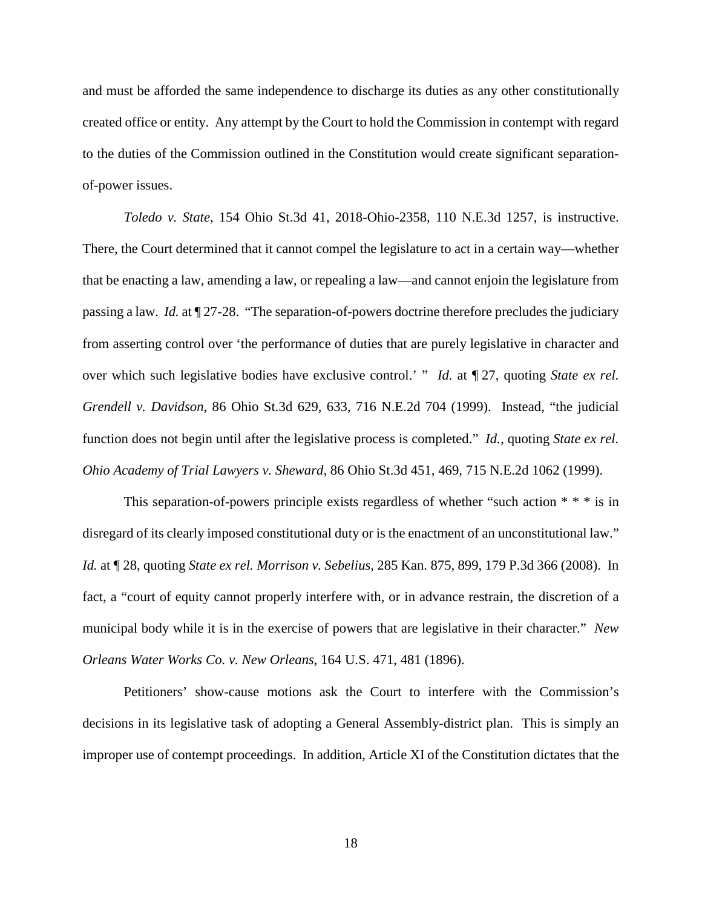and must be afforded the same independence to discharge its duties as any other constitutionally created office or entity. Any attempt by the Court to hold the Commission in contempt with regard to the duties of the Commission outlined in the Constitution would create significant separation-of-power issues.

*Toledo v. State*, 154 Ohio St.3d 41, 2018-Ohio-2358, 110 N.E.3d 1257, is instructive. There, the Court determined that it cannot compel the legislature to act in a certain way—whether that be enacting a law, amending a law, or repealing a law—and cannot enjoin the legislature from passing a law. *Id.* at ¶ 27-28. "The separation-of-powers doctrine therefore precludes the judiciary from asserting control over 'the performance of duties that are purely legislative in character and over which such legislative bodies have exclusive control.' " *Id.* at ¶ 27, quoting *State ex rel. Grendell v. Davidson*, 86 Ohio St.3d 629, 633, 716 N.E.2d 704 (1999). Instead, "the judicial function does not begin until after the legislative process is completed." *Id.*, quoting *State ex rel. Ohio Academy of Trial Lawyers v. Sheward*, 86 Ohio St.3d 451, 469, 715 N.E.2d 1062 (1999).

This separation-of-powers principle exists regardless of whether "such action * * * is in disregard of its clearly imposed constitutional duty or is the enactment of an unconstitutional law." *Id.* at ¶ 28, quoting *State ex rel. Morrison v. Sebelius*, 285 Kan. 875, 899, 179 P.3d 366 (2008). In fact, a "court of equity cannot properly interfere with, or in advance restrain, the discretion of a municipal body while it is in the exercise of powers that are legislative in their character." *New Orleans Water Works Co. v. New Orleans*, 164 U.S. 471, 481 (1896).

Petitioners' show-cause motions ask the Court to interfere with the Commission's decisions in its legislative task of adopting a General Assembly-district plan. This is simply an improper use of contempt proceedings. In addition, Article XI of the Constitution dictates that the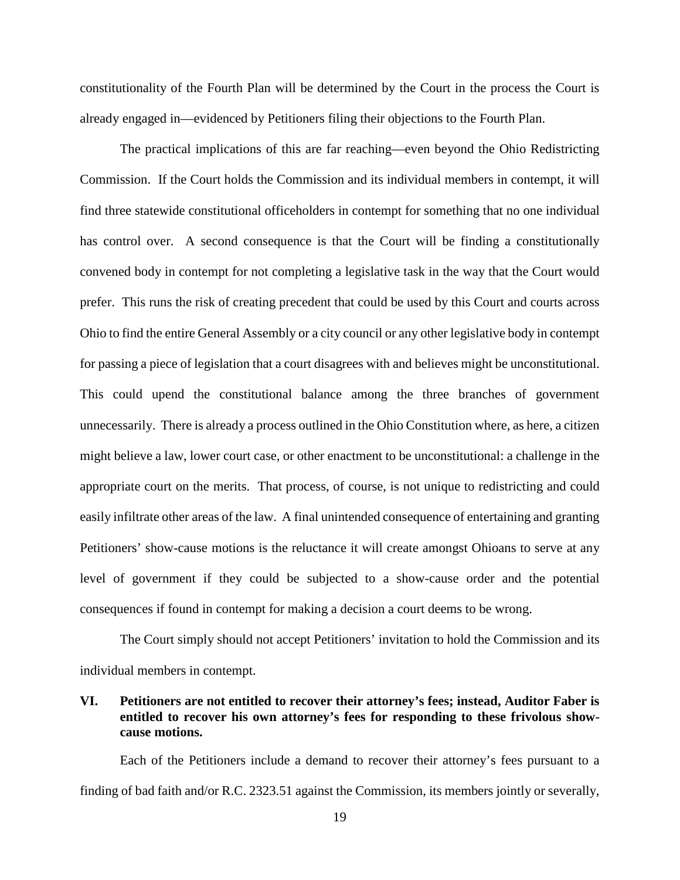constitutionality of the Fourth Plan will be determined by the Court in the process the Court is already engaged in—evidenced by Petitioners filing their objections to the Fourth Plan.

The practical implications of this are far reaching—even beyond the Ohio Redistricting Commission. If the Court holds the Commission and its individual members in contempt, it will find three statewide constitutional officeholders in contempt for something that no one individual has control over. A second consequence is that the Court will be finding a constitutionally convened body in contempt for not completing a legislative task in the way that the Court would prefer. This runs the risk of creating precedent that could be used by this Court and courts across Ohio to find the entire General Assembly or a city council or any other legislative body in contempt for passing a piece of legislation that a court disagrees with and believes might be unconstitutional. This could upend the constitutional balance among the three branches of government unnecessarily. There is already a process outlined in the Ohio Constitution where, as here, a citizen might believe a law, lower court case, or other enactment to be unconstitutional: a challenge in the appropriate court on the merits. That process, of course, is not unique to redistricting and could easily infiltrate other areas of the law. A final unintended consequence of entertaining and granting Petitioners' show-cause motions is the reluctance it will create amongst Ohioans to serve at any level of government if they could be subjected to a show-cause order and the potential consequences if found in contempt for making a decision a court deems to be wrong.

The Court simply should not accept Petitioners' invitation to hold the Commission and its individual members in contempt.

## VI. Petitioners are not entitled to recover their attorney's fees; instead, Auditor Faber is entitled to recover his own attorney's fees for responding to these frivolous show-cause motions.

Each of the Petitioners include a demand to recover their attorney's fees pursuant to a finding of bad faith and/or R.C. 2323.51 against the Commission, its members jointly or severally,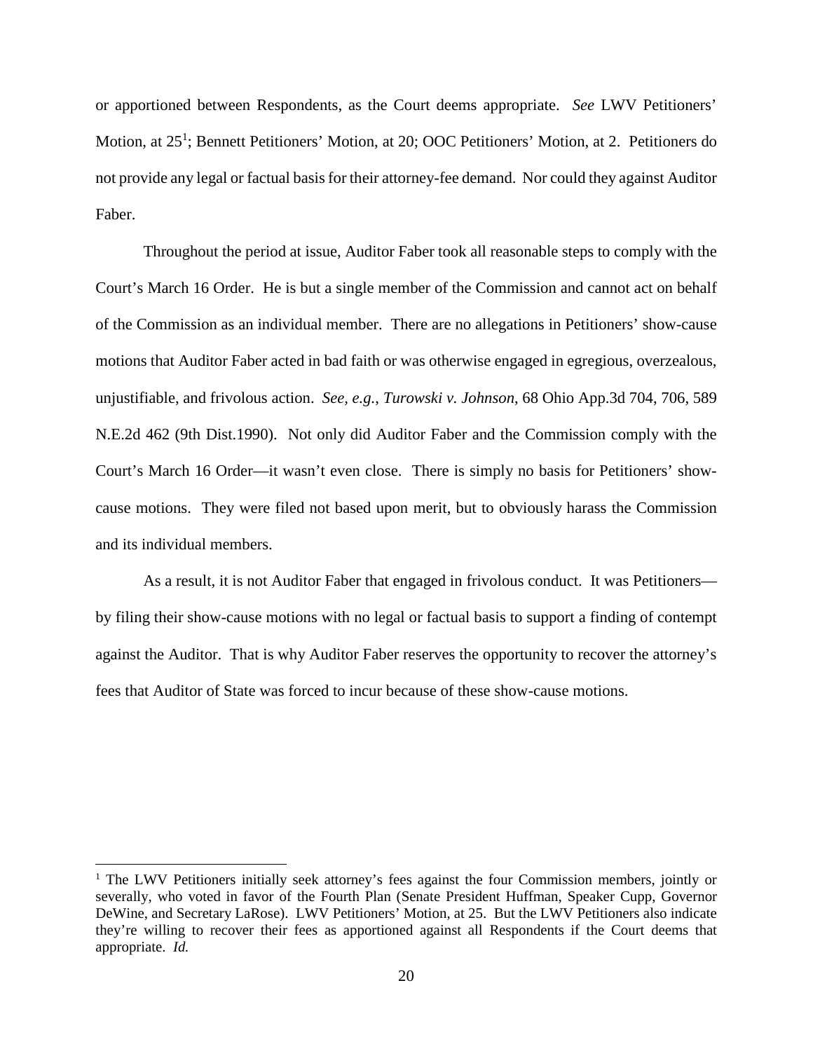or apportioned between Respondents, as the Court deems appropriate. *See* LWV Petitioners' Motion, at 25[1]; Bennett Petitioners' Motion, at 20; OOC Petitioners' Motion, at 2. Petitioners do not provide any legal or factual basis for their attorney-fee demand. Nor could they against Auditor Faber.

Throughout the period at issue, Auditor Faber took all reasonable steps to comply with the Court's March 16 Order. He is but a single member of the Commission and cannot act on behalf of the Commission as an individual member. There are no allegations in Petitioners' show-cause motions that Auditor Faber acted in bad faith or was otherwise engaged in egregious, overzealous, unjustifiable, and frivolous action. *See, e.g., Turowski v. Johnson*, 68 Ohio App.3d 704, 706, 589 N.E.2d 462 (9th Dist.1990). Not only did Auditor Faber and the Commission comply with the Court's March 16 Order—it wasn't even close. There is simply no basis for Petitioners' show-cause motions. They were filed not based upon merit, but to obviously harass the Commission and its individual members.

As a result, it is not Auditor Faber that engaged in frivolous conduct. It was Petitioners—by filing their show-cause motions with no legal or factual basis to support a finding of contempt against the Auditor. That is why Auditor Faber reserves the opportunity to recover the attorney's fees that Auditor of State was forced to incur because of these show-cause motions.

---

[1] The LWV Petitioners initially seek attorney's fees against the four Commission members, jointly or severally, who voted in favor of the Fourth Plan (Senate President Huffman, Speaker Cupp, Governor DeWine, and Secretary LaRose). LWV Petitioners' Motion, at 25. But the LWV Petitioners also indicate they're willing to recover their fees as apportioned against all Respondents if the Court deems that appropriate. *Id.*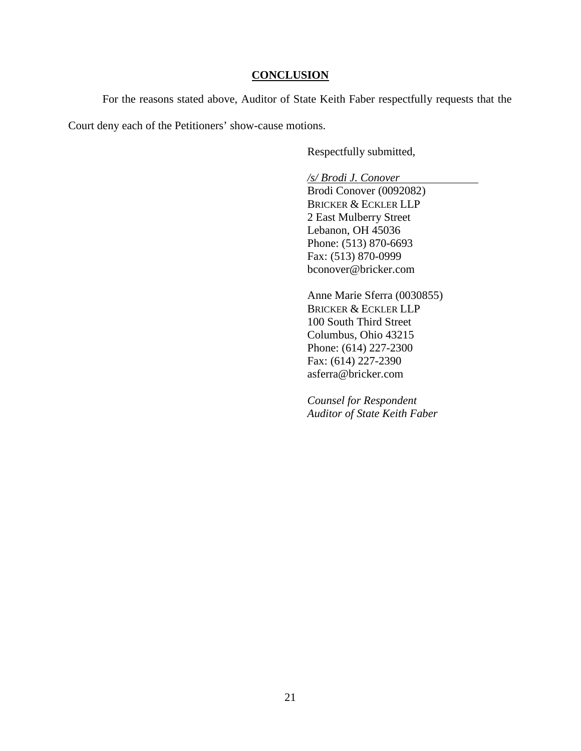## CONCLUSION

For the reasons stated above, Auditor of State Keith Faber respectfully requests that the Court deny each of the Petitioners' show-cause motions.

Respectfully submitted,

*/s/ Brodi J. Conover*
Brodi Conover (0092082)
BRICKER & ECKLER LLP
2 East Mulberry Street
Lebanon, OH 45036
Phone: (513) 870-6693
Fax: (513) 870-0999
bconover@bricker.com

Anne Marie Sferra (0030855)
BRICKER & ECKLER LLP
100 South Third Street
Columbus, Ohio 43215
Phone: (614) 227-2300
Fax: (614) 227-2390
asferra@bricker.com

*Counsel for Respondent*
*Auditor of State Keith Faber*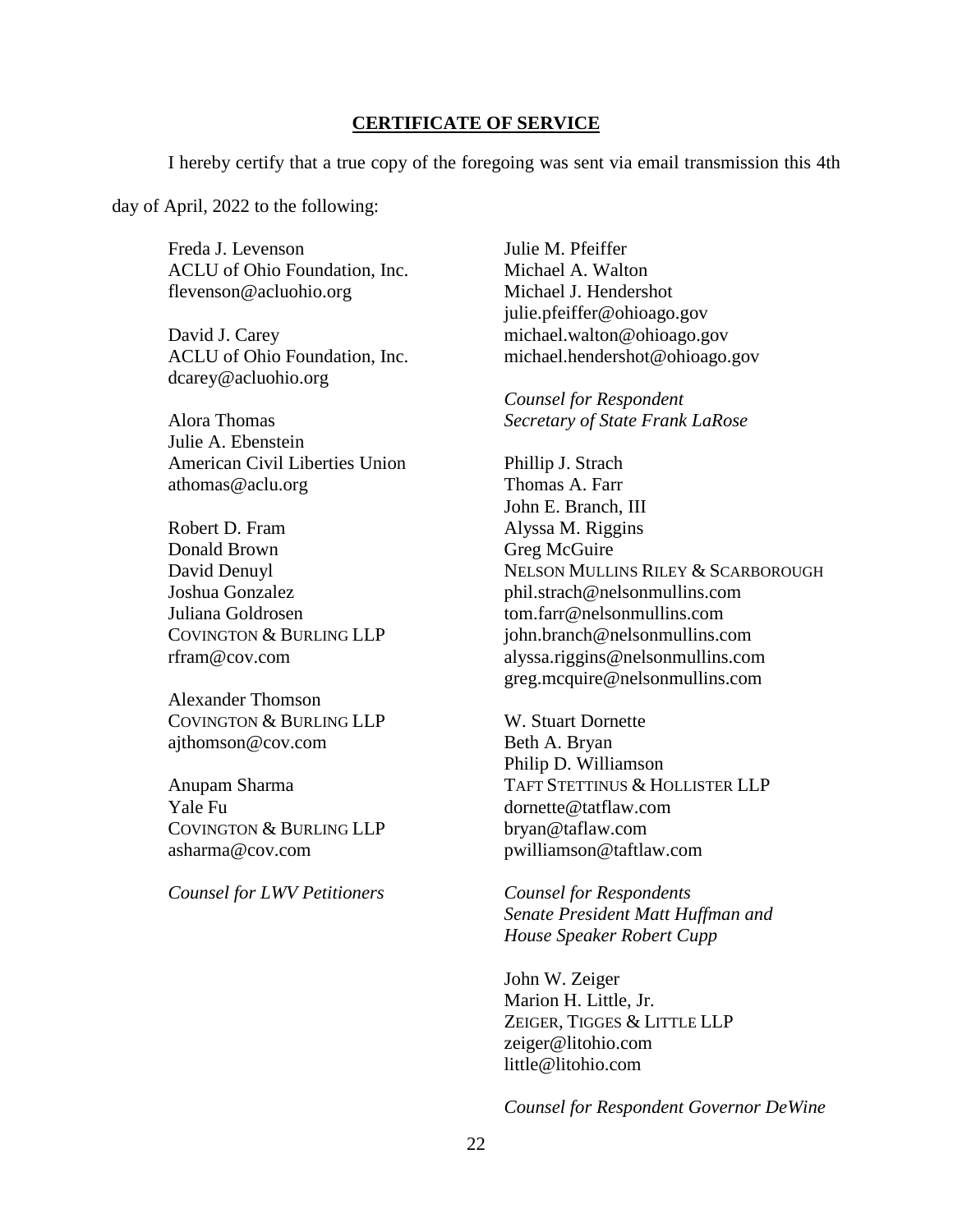## CERTIFICATE OF SERVICE

I hereby certify that a true copy of the foregoing was sent via email transmission this 4th day of April, 2022 to the following:

Freda J. Levenson
ACLU of Ohio Foundation, Inc.
flevenson@acluohio.org

David J. Carey
ACLU of Ohio Foundation, Inc.
dcarey@acluohio.org

Alora Thomas
Julie A. Ebenstein
American Civil Liberties Union
athomas@aclu.org

Robert D. Fram
Donald Brown
David Denuyl
Joshua Gonzalez
Juliana Goldrosen
COVINGTON & BURLING LLP
rfram@cov.com

Alexander Thomson
COVINGTON & BURLING LLP
ajthomson@cov.com

Anupam Sharma
Yale Fu
COVINGTON & BURLING LLP
asharma@cov.com

*Counsel for LWV Petitioners*

Julie M. Pfeiffer
Michael A. Walton
Michael J. Hendershot
julie.pfeiffer@ohioago.gov
michael.walton@ohioago.gov
michael.hendershot@ohioago.gov

*Counsel for Respondent Secretary of State Frank LaRose*

Phillip J. Strach
Thomas A. Farr
John E. Branch, III
Alyssa M. Riggins
Greg McGuire
NELSON MULLINS RILEY & SCARBOROUGH
phil.strach@nelsonmullins.com
tom.farr@nelsonmullins.com
john.branch@nelsonmullins.com
alyssa.riggins@nelsonmullins.com
greg.mcquire@nelsonmullins.com

W. Stuart Dornette
Beth A. Bryan
Philip D. Williamson
TAFT STETTINUS & HOLLISTER LLP
dornette@tatflaw.com
bryan@taflaw.com
pwilliamson@taftlaw.com

*Counsel for Respondents Senate President Matt Huffman and House Speaker Robert Cupp*

John W. Zeiger
Marion H. Little, Jr.
ZEIGER, TIGGES & LITTLE LLP
zeiger@litohio.com
little@litohio.com

*Counsel for Respondent Governor DeWine*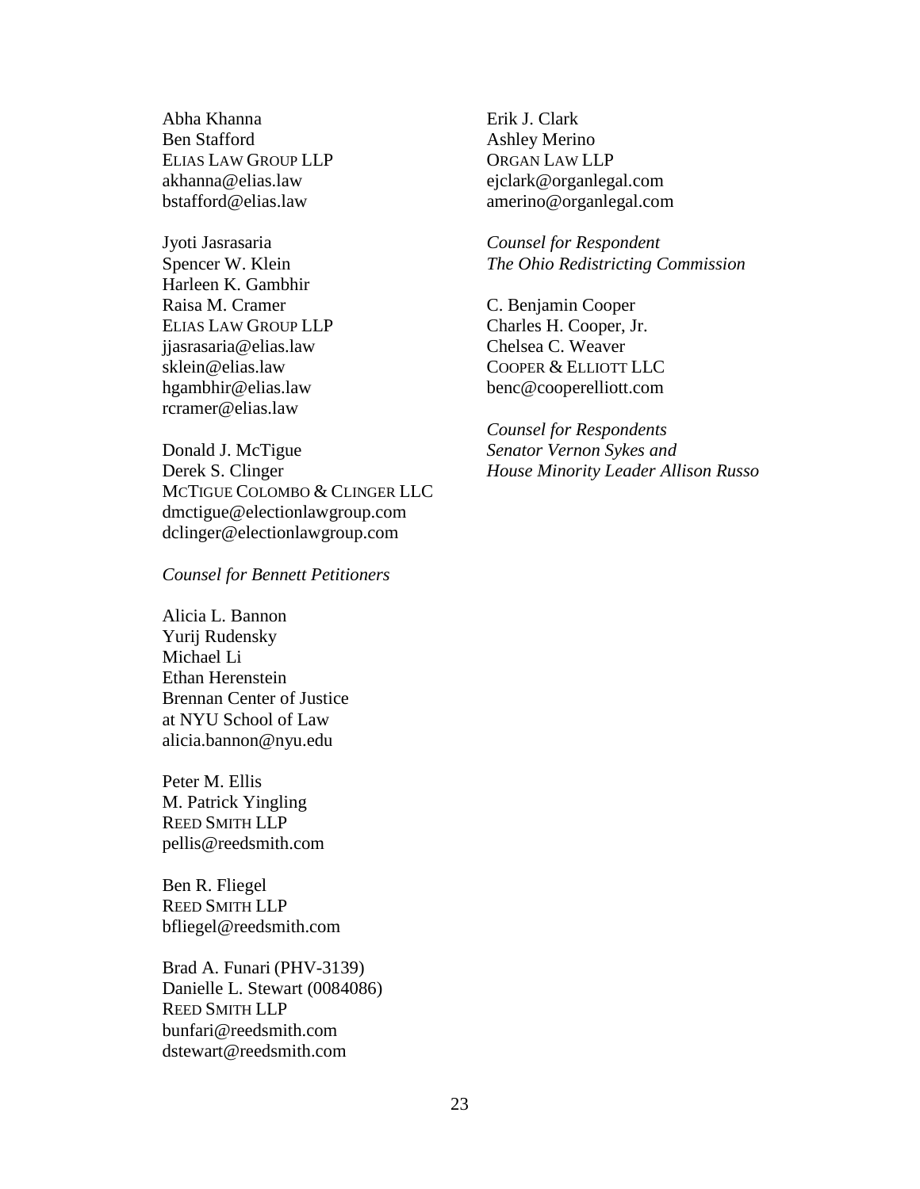Abha Khanna
Ben Stafford
ELIAS LAW GROUP LLP
akhanna@elias.law
bstafford@elias.law

Jyoti Jasrasaria
Spencer W. Klein
Harleen K. Gambhir
Raisa M. Cramer
ELIAS LAW GROUP LLP
jjasrasaria@elias.law
sklein@elias.law
hgambhir@elias.law
rcramer@elias.law

Donald J. McTigue
Derek S. Clinger
MCTIGUE COLOMBO & CLINGER LLC
dmctigue@electionlawgroup.com
dclinger@electionlawgroup.com

*Counsel for Bennett Petitioners*

Alicia L. Bannon
Yurij Rudensky
Michael Li
Ethan Herenstein
Brennan Center of Justice
at NYU School of Law
alicia.bannon@nyu.edu

Peter M. Ellis
M. Patrick Yingling
REED SMITH LLP
pellis@reedsmith.com

Ben R. Fliegel
REED SMITH LLP
bfliegel@reedsmith.com

Brad A. Funari (PHV-3139)
Danielle L. Stewart (0084086)
REED SMITH LLP
bunfari@reedsmith.com
dstewart@reedsmith.com

Erik J. Clark
Ashley Merino
ORGAN LAW LLP
ejclark@organlegal.com
amerino@organlegal.com

*Counsel for Respondent*
*The Ohio Redistricting Commission*

C. Benjamin Cooper
Charles H. Cooper, Jr.
Chelsea C. Weaver
COOPER & ELLIOTT LLC
benc@cooperelliott.com

*Counsel for Respondents*
*Senator Vernon Sykes and*
*House Minority Leader Allison Russo*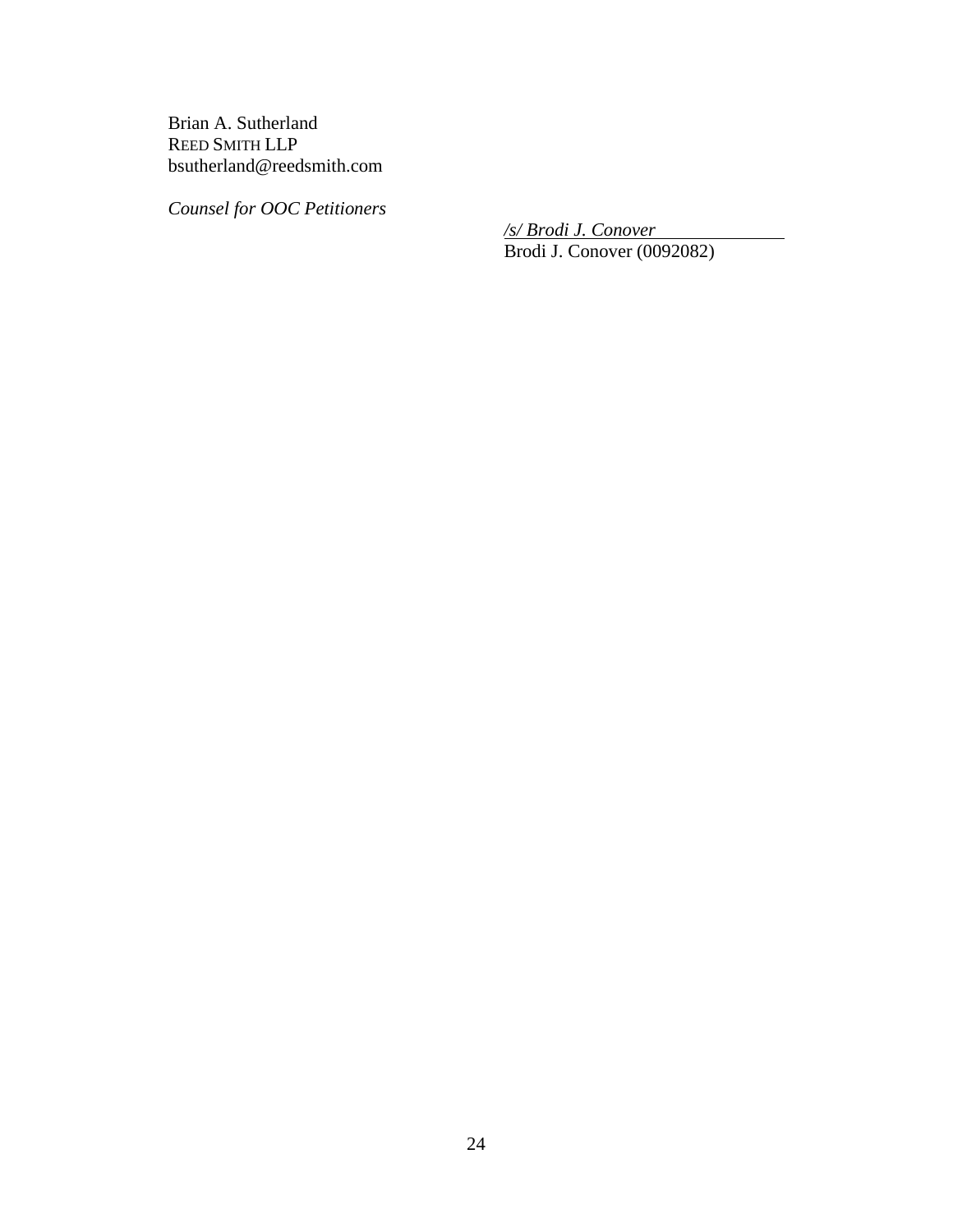Brian A. Sutherland
REED SMITH LLP
bsutherland@reedsmith.com

*Counsel for OOC Petitioners*

*/s/ Brodi J. Conover*
Brodi J. Conover (0092082)